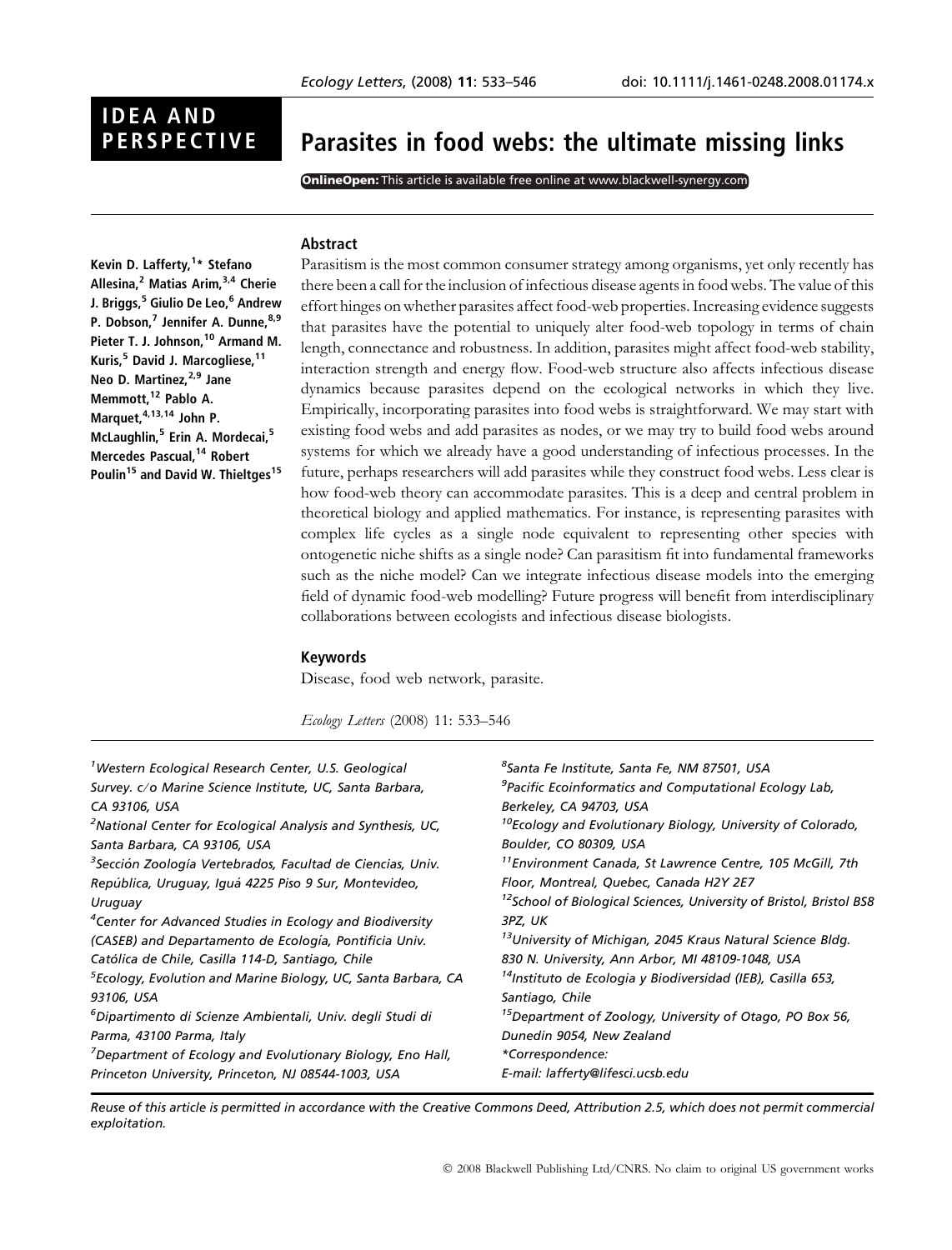IDEA AND PERSPECTIVE

# Parasites in food webs: the ultimate missing links

**OnlineOpen:** This article is available free online at www.blackwell-synergy.com

**Kevin D. Lafferty,[1]* Stefano Allesina,[2] Matias Arim,[3,4] Cherie J. Briggs,[5] Giulio De Leo,[6] Andrew P. Dobson,[7] Jennifer A. Dunne,[8,9] Pieter T. J. Johnson,[10] Armand M. Kuris,[5] David J. Marcogliese,[11] Neo D. Martinez,[2,9] Jane Memmott,[12] Pablo A. Marquet,[4,13,14] John P. McLaughlin,[5] Erin A. Mordecai,[5] Mercedes Pascual,[14] Robert Poulin[15] and David W. Thieltges[15]**

## Abstract

Parasitism is the most common consumer strategy among organisms, yet only recently has there been a call for the inclusion of infectious disease agents in food webs. The value of this effort hinges on whether parasites affect food-web properties. Increasing evidence suggests that parasites have the potential to uniquely alter food-web topology in terms of chain length, connectance and robustness. In addition, parasites might affect food-web stability, interaction strength and energy flow. Food-web structure also affects infectious disease dynamics because parasites depend on the ecological networks in which they live. Empirically, incorporating parasites into food webs is straightforward. We may start with existing food webs and add parasites as nodes, or we may try to build food webs around systems for which we already have a good understanding of infectious processes. In the future, perhaps researchers will add parasites while they construct food webs. Less clear is how food-web theory can accommodate parasites. This is a deep and central problem in theoretical biology and applied mathematics. For instance, is representing parasites with complex life cycles as a single node equivalent to representing other species with ontogenetic niche shifts as a single node? Can parasitism fit into fundamental frameworks such as the niche model? Can we integrate infectious disease models into the emerging field of dynamic food-web modelling? Future progress will benefit from interdisciplinary collaborations between ecologists and infectious disease biologists.

## Keywords

Disease, food web network, parasite.

*Ecology Letters* (2008) 11: 533–546

[1]*Western Ecological Research Center, U.S. Geological Survey. c/o Marine Science Institute, UC, Santa Barbara, CA 93106, USA*
[2]*National Center for Ecological Analysis and Synthesis, UC, Santa Barbara, CA 93106, USA*
[3]*Sección Zoología Vertebrados, Facultad de Ciencias, Univ. República, Uruguay, Iguá 4225 Piso 9 Sur, Montevideo, Uruguay*
[4]*Center for Advanced Studies in Ecology and Biodiversity (CASEB) and Departamento de Ecología, Pontificia Univ. Católica de Chile, Casilla 114-D, Santiago, Chile*
[5]*Ecology, Evolution and Marine Biology, UC, Santa Barbara, CA 93106, USA*
[6]*Dipartimento di Scienze Ambientali, Univ. degli Studi di Parma, 43100 Parma, Italy*
[7]*Department of Ecology and Evolutionary Biology, Eno Hall, Princeton University, Princeton, NJ 08544-1003, USA*
[8]*Santa Fe Institute, Santa Fe, NM 87501, USA*
[9]*Pacific Ecoinformatics and Computational Ecology Lab, Berkeley, CA 94703, USA*
[10]*Ecology and Evolutionary Biology, University of Colorado, Boulder, CO 80309, USA*
[11]*Environment Canada, St Lawrence Centre, 105 McGill, 7th Floor, Montreal, Quebec, Canada H2Y 2E7*
[12]*School of Biological Sciences, University of Bristol, Bristol BS8 3PZ, UK*
[13]*University of Michigan, 2045 Kraus Natural Science Bldg. 830 N. University, Ann Arbor, MI 48109-1048, USA*
[14]*Instituto de Ecologia y Biodiversidad (IEB), Casilla 653, Santiago, Chile*
[15]*Department of Zoology, University of Otago, PO Box 56, Dunedin 9054, New Zealand*
**Correspondence:*
*E-mail: lafferty@lifesci.ucsb.edu*

*Reuse of this article is permitted in accordance with the Creative Commons Deed, Attribution 2.5, which does not permit commercial exploitation.*

© 2008 Blackwell Publishing Ltd/CNRS. No claim to original US government works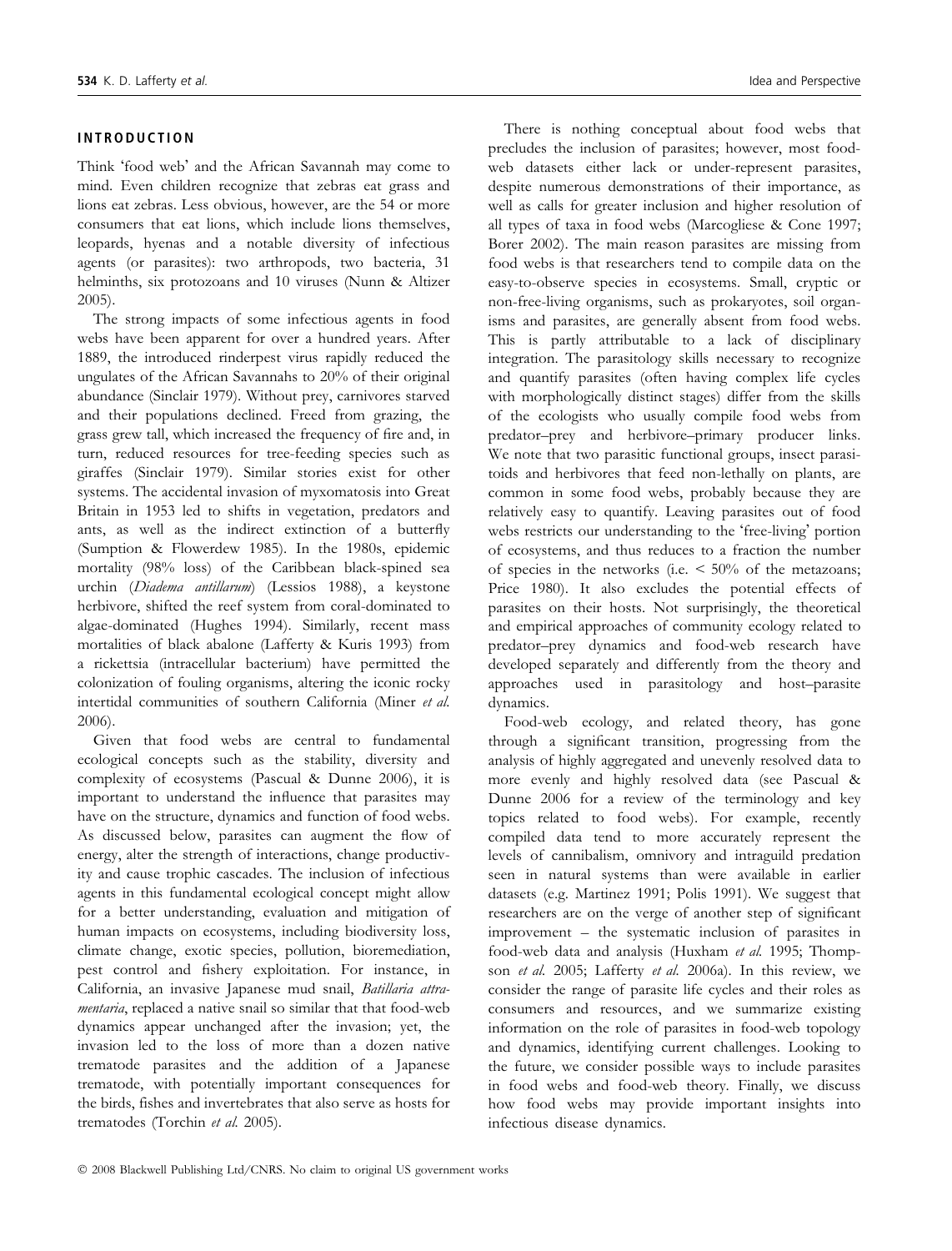## INTRODUCTION

Think 'food web' and the African Savannah may come to mind. Even children recognize that zebras eat grass and lions eat zebras. Less obvious, however, are the 54 or more consumers that eat lions, which include lions themselves, leopards, hyenas and a notable diversity of infectious agents (or parasites): two arthropods, two bacteria, 31 helminths, six protozoans and 10 viruses (Nunn & Altizer 2005).

The strong impacts of some infectious agents in food webs have been apparent for over a hundred years. After 1889, the introduced rinderpest virus rapidly reduced the ungulates of the African Savannahs to 20% of their original abundance (Sinclair 1979). Without prey, carnivores starved and their populations declined. Freed from grazing, the grass grew tall, which increased the frequency of fire and, in turn, reduced resources for tree-feeding species such as giraffes (Sinclair 1979). Similar stories exist for other systems. The accidental invasion of myxomatosis into Great Britain in 1953 led to shifts in vegetation, predators and ants, as well as the indirect extinction of a butterfly (Sumption & Flowerdew 1985). In the 1980s, epidemic mortality (98% loss) of the Caribbean black-spined sea urchin (*Diadema antillarum*) (Lessios 1988), a keystone herbivore, shifted the reef system from coral-dominated to algae-dominated (Hughes 1994). Similarly, recent mass mortalities of black abalone (Lafferty & Kuris 1993) from a rickettsia (intracellular bacterium) have permitted the colonization of fouling organisms, altering the iconic rocky intertidal communities of southern California (Miner *et al.* 2006).

Given that food webs are central to fundamental ecological concepts such as the stability, diversity and complexity of ecosystems (Pascual & Dunne 2006), it is important to understand the influence that parasites may have on the structure, dynamics and function of food webs. As discussed below, parasites can augment the flow of energy, alter the strength of interactions, change productivity and cause trophic cascades. The inclusion of infectious agents in this fundamental ecological concept might allow for a better understanding, evaluation and mitigation of human impacts on ecosystems, including biodiversity loss, climate change, exotic species, pollution, bioremediation, pest control and fishery exploitation. For instance, in California, an invasive Japanese mud snail, *Batillaria attramentaria*, replaced a native snail so similar that that food-web dynamics appear unchanged after the invasion; yet, the invasion led to the loss of more than a dozen native trematode parasites and the addition of a Japanese trematode, with potentially important consequences for the birds, fishes and invertebrates that also serve as hosts for trematodes (Torchin *et al.* 2005).

There is nothing conceptual about food webs that precludes the inclusion of parasites; however, most food-web datasets either lack or under-represent parasites, despite numerous demonstrations of their importance, as well as calls for greater inclusion and higher resolution of all types of taxa in food webs (Marcogliese & Cone 1997; Borer 2002). The main reason parasites are missing from food webs is that researchers tend to compile data on the easy-to-observe species in ecosystems. Small, cryptic or non-free-living organisms, such as prokaryotes, soil organisms and parasites, are generally absent from food webs. This is partly attributable to a lack of disciplinary integration. The parasitology skills necessary to recognize and quantify parasites (often having complex life cycles with morphologically distinct stages) differ from the skills of the ecologists who usually compile food webs from predator–prey and herbivore–primary producer links. We note that two parasitic functional groups, insect parasitoids and herbivores that feed non-lethally on plants, are common in some food webs, probably because they are relatively easy to quantify. Leaving parasites out of food webs restricts our understanding to the 'free-living' portion of ecosystems, and thus reduces to a fraction the number of species in the networks (i.e. < 50% of the metazoans; Price 1980). It also excludes the potential effects of parasites on their hosts. Not surprisingly, the theoretical and empirical approaches of community ecology related to predator–prey dynamics and food-web research have developed separately and differently from the theory and approaches used in parasitology and host–parasite dynamics.

Food-web ecology, and related theory, has gone through a significant transition, progressing from the analysis of highly aggregated and unevenly resolved data to more evenly and highly resolved data (see Pascual & Dunne 2006 for a review of the terminology and key topics related to food webs). For example, recently compiled data tend to more accurately represent the levels of cannibalism, omnivory and intraguild predation seen in natural systems than were available in earlier datasets (e.g. Martinez 1991; Polis 1991). We suggest that researchers are on the verge of another step of significant improvement – the systematic inclusion of parasites in food-web data and analysis (Huxham *et al.* 1995; Thompson *et al.* 2005; Lafferty *et al.* 2006a). In this review, we consider the range of parasite life cycles and their roles as consumers and resources, and we summarize existing information on the role of parasites in food-web topology and dynamics, identifying current challenges. Looking to the future, we consider possible ways to include parasites in food webs and food-web theory. Finally, we discuss how food webs may provide important insights into infectious disease dynamics.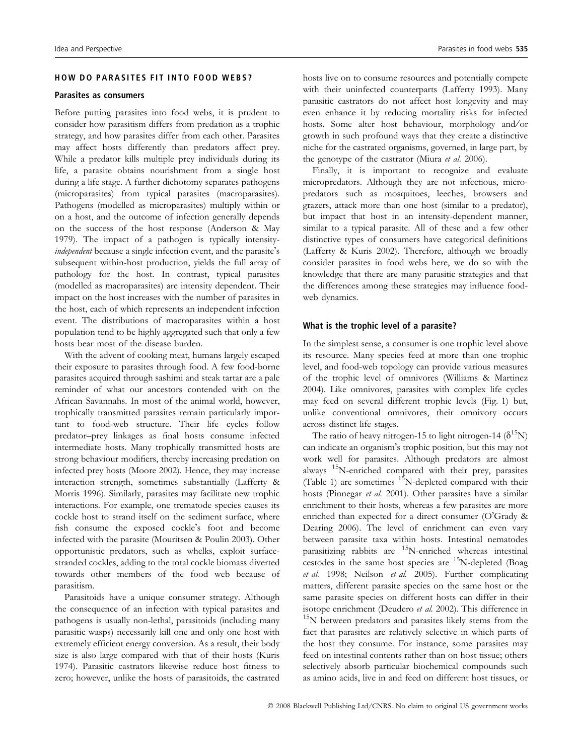## HOW DO PARASITES FIT INTO FOOD WEBS?

### Parasites as consumers

Before putting parasites into food webs, it is prudent to consider how parasitism differs from predation as a trophic strategy, and how parasites differ from each other. Parasites may affect hosts differently than predators affect prey. While a predator kills multiple prey individuals during its life, a parasite obtains nourishment from a single host during a life stage. A further dichotomy separates pathogens (microparasites) from typical parasites (macroparasites). Pathogens (modelled as microparasites) multiply within or on a host, and the outcome of infection generally depends on the success of the host response (Anderson & May 1979). The impact of a pathogen is typically intensity-*independent* because a single infection event, and the parasite's subsequent within-host production, yields the full array of pathology for the host. In contrast, typical parasites (modelled as macroparasites) are intensity dependent. Their impact on the host increases with the number of parasites in the host, each of which represents an independent infection event. The distributions of macroparasites within a host population tend to be highly aggregated such that only a few hosts bear most of the disease burden.

With the advent of cooking meat, humans largely escaped their exposure to parasites through food. A few food-borne parasites acquired through sashimi and steak tartar are a pale reminder of what our ancestors contended with on the African Savannahs. In most of the animal world, however, trophically transmitted parasites remain particularly important to food-web structure. Their life cycles follow predator–prey linkages as final hosts consume infected intermediate hosts. Many trophically transmitted hosts are strong behaviour modifiers, thereby increasing predation on infected prey hosts (Moore 2002). Hence, they may increase interaction strength, sometimes substantially (Lafferty & Morris 1996). Similarly, parasites may facilitate new trophic interactions. For example, one trematode species causes its cockle host to strand itself on the sediment surface, where fish consume the exposed cockle's foot and become infected with the parasite (Mouritsen & Poulin 2003). Other opportunistic predators, such as whelks, exploit surface-stranded cockles, adding to the total cockle biomass diverted towards other members of the food web because of parasitism.

Parasitoids have a unique consumer strategy. Although the consequence of an infection with typical parasites and pathogens is usually non-lethal, parasitoids (including many parasitic wasps) necessarily kill one and only one host with extremely efficient energy conversion. As a result, their body size is also large compared with that of their hosts (Kuris 1974). Parasitic castrators likewise reduce host fitness to zero; however, unlike the hosts of parasitoids, the castrated hosts live on to consume resources and potentially compete with their uninfected counterparts (Lafferty 1993). Many parasitic castrators do not affect host longevity and may even enhance it by reducing mortality risks for infected hosts. Some alter host behaviour, morphology and/or growth in such profound ways that they create a distinctive niche for the castrated organisms, governed, in large part, by the genotype of the castrator (Miura *et al.* 2006).

Finally, it is important to recognize and evaluate micropredators. Although they are not infectious, micropredators such as mosquitoes, leeches, browsers and grazers, attack more than one host (similar to a predator), but impact that host in an intensity-dependent manner, similar to a typical parasite. All of these and a few other distinctive types of consumers have categorical definitions (Lafferty & Kuris 2002). Therefore, although we broadly consider parasites in food webs here, we do so with the knowledge that there are many parasitic strategies and that the differences among these strategies may influence food-web dynamics.

### What is the trophic level of a parasite?

In the simplest sense, a consumer is one trophic level above its resource. Many species feed at more than one trophic level, and food-web topology can provide various measures of the trophic level of omnivores (Williams & Martinez 2004). Like omnivores, parasites with complex life cycles may feed on several different trophic levels (Fig. 1) but, unlike conventional omnivores, their omnivory occurs across distinct life stages.

The ratio of heavy nitrogen-15 to light nitrogen-14 ($\delta^{15}$N) can indicate an organism's trophic position, but this may not work well for parasites. Although predators are almost always $^{15}$N-enriched compared with their prey, parasites (Table 1) are sometimes $^{15}$N-depleted compared with their hosts (Pinnegar *et al.* 2001). Other parasites have a similar enrichment to their hosts, whereas a few parasites are more enriched than expected for a direct consumer (O'Grady & Dearing 2006). The level of enrichment can even vary between parasite taxa within hosts. Intestinal nematodes parasitizing rabbits are $^{15}$N-enriched whereas intestinal cestodes in the same host species are $^{15}$N-depleted (Boag *et al.* 1998; Neilson *et al.* 2005). Further complicating matters, different parasite species on the same host or the same parasite species on different hosts can differ in their isotope enrichment (Deudero *et al.* 2002). This difference in $^{15}$N between predators and parasites likely stems from the fact that parasites are relatively selective in which parts of the host they consume. For instance, some parasites may feed on intestinal contents rather than on host tissue; others selectively absorb particular biochemical compounds such as amino acids, live in and feed on different host tissues, or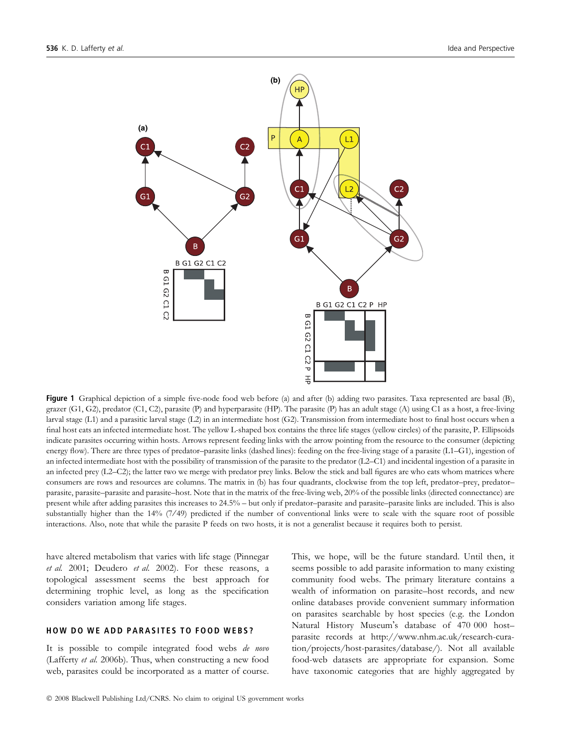**Figure 1** Graphical depiction of a simple five-node food web before (a) and after (b) adding two parasites. Taxa represented are basal (B), grazer (G1, G2), predator (C1, C2), parasite (P) and hyperparasite (HP). The parasite (P) has an adult stage (A) using C1 as a host, a free-living larval stage (L1) and a parasitic larval stage (L2) in an intermediate host (G2). Transmission from intermediate host to final host occurs when a final host eats an infected intermediate host. The yellow L-shaped box contains the three life stages (yellow circles) of the parasite, P. Ellipsoids indicate parasites occurring within hosts. Arrows represent feeding links with the arrow pointing from the resource to the consumer (depicting energy flow). There are three types of predator–parasite links (dashed lines): feeding on the free-living stage of a parasite (L1–G1), ingestion of an infected intermediate host with the possibility of transmission of the parasite to the predator (L2–C1) and incidental ingestion of a parasite in an infected prey (L2–C2); the latter two we merge with predator prey links. Below the stick and ball figures are who eats whom matrices where consumers are rows and resources are columns. The matrix in (b) has four quadrants, clockwise from the top left, predator–prey, predator–parasite, parasite–parasite and parasite–host. Note that in the matrix of the free-living web, 20% of the possible links (directed connectance) are present while after adding parasites this increases to 24.5% – but only if predator–parasite and parasite–parasite links are included. This is also substantially higher than the 14% (7/49) predicted if the number of conventional links were to scale with the square root of possible interactions. Also, note that while the parasite P feeds on two hosts, it is not a generalist because it requires both to persist.

have altered metabolism that varies with life stage (Pinnegar *et al.* 2001; Deudero *et al.* 2002). For these reasons, a topological assessment seems the best approach for determining trophic level, as long as the specification considers variation among life stages.

## HOW DO WE ADD PARASITES TO FOOD WEBS?

It is possible to compile integrated food webs *de novo* (Lafferty *et al.* 2006b). Thus, when constructing a new food web, parasites could be incorporated as a matter of course. This, we hope, will be the future standard. Until then, it seems possible to add parasite information to many existing community food webs. The primary literature contains a wealth of information on parasite–host records, and new online databases provide convenient summary information on parasites searchable by host species (e.g. the London Natural History Museum's database of 470 000 host–parasite records at http://www.nhm.ac.uk/research-curation/projects/host-parasites/database/). Not all available food-web datasets are appropriate for expansion. Some have taxonomic categories that are highly aggregated by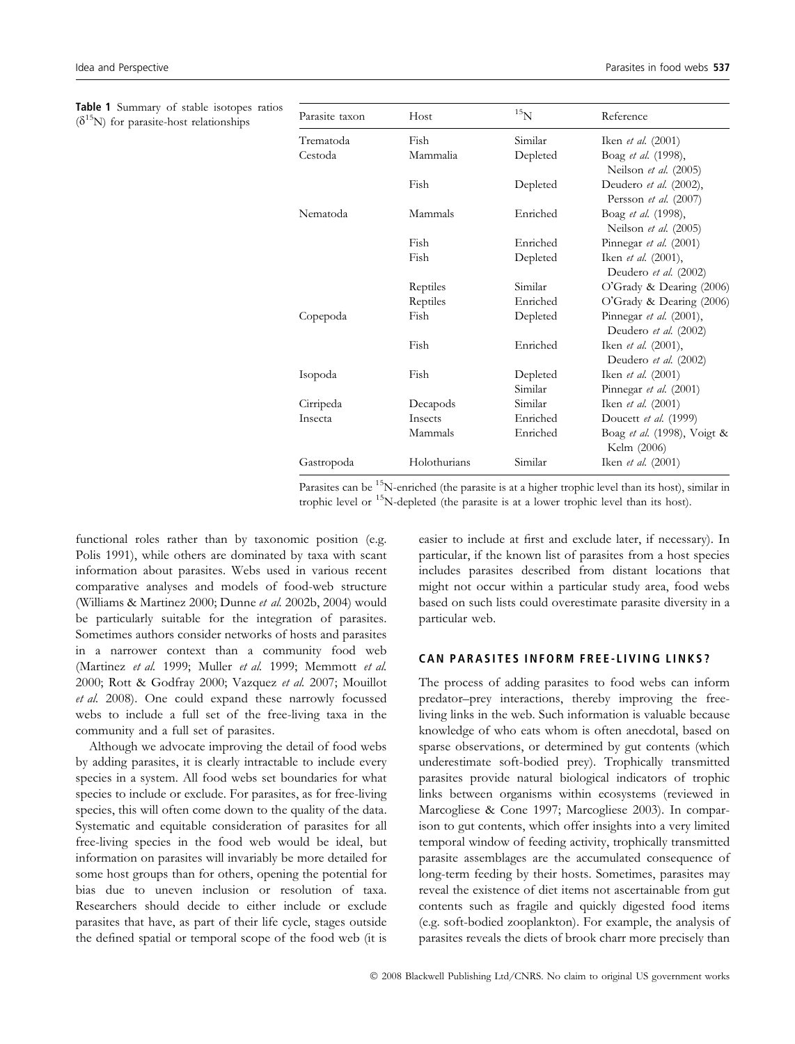**Table 1** Summary of stable isotopes ratios ($\delta^{15}N$) for parasite-host relationships

| Parasite taxon | Host | $^{15}N$ | Reference |
|---|---|---|---|
| Trematoda | Fish | Similar | Iken *et al.* (2001) |
| Cestoda | Mammalia | Depleted | Boag *et al.* (1998), Neilson *et al.* (2005) |
| | Fish | Depleted | Deudero *et al.* (2002), Persson *et al.* (2007) |
| Nematoda | Mammals | Enriched | Boag *et al.* (1998), Neilson *et al.* (2005) |
| | Fish | Enriched | Pinnegar *et al.* (2001) |
| | Fish | Depleted | Iken *et al.* (2001), Deudero *et al.* (2002) |
| | Reptiles | Similar | O'Grady & Dearing (2006) |
| | Reptiles | Enriched | O'Grady & Dearing (2006) |
| Copepoda | Fish | Depleted | Pinnegar *et al.* (2001), Deudero *et al.* (2002) |
| | Fish | Enriched | Iken *et al.* (2001), Deudero *et al.* (2002) |
| Isopoda | Fish | Depleted | Iken *et al.* (2001) |
| | | Similar | Pinnegar *et al.* (2001) |
| Cirripeda | Decapods | Similar | Iken *et al.* (2001) |
| Insecta | Insects | Enriched | Doucett *et al.* (1999) |
| | Mammals | Enriched | Boag *et al.* (1998), Voigt & Kelm (2006) |
| Gastropoda | Holothurians | Similar | Iken *et al.* (2001) |

Parasites can be $^{15}N$-enriched (the parasite is at a higher trophic level than its host), similar in trophic level or $^{15}N$-depleted (the parasite is at a lower trophic level than its host).

functional roles rather than by taxonomic position (e.g. Polis 1991), while others are dominated by taxa with scant information about parasites. Webs used in various recent comparative analyses and models of food-web structure (Williams & Martinez 2000; Dunne *et al.* 2002b, 2004) would be particularly suitable for the integration of parasites. Sometimes authors consider networks of hosts and parasites in a narrower context than a community food web (Martinez *et al.* 1999; Muller *et al.* 1999; Memmott *et al.* 2000; Rott & Godfray 2000; Vazquez *et al.* 2007; Mouillot *et al.* 2008). One could expand these narrowly focussed webs to include a full set of the free-living taxa in the community and a full set of parasites.

Although we advocate improving the detail of food webs by adding parasites, it is clearly intractable to include every species in a system. All food webs set boundaries for what species to include or exclude. For parasites, as for free-living species, this will often come down to the quality of the data. Systematic and equitable consideration of parasites for all free-living species in the food web would be ideal, but information on parasites will invariably be more detailed for some host groups than for others, opening the potential for bias due to uneven inclusion or resolution of taxa. Researchers should decide to either include or exclude parasites that have, as part of their life cycle, stages outside the defined spatial or temporal scope of the food web (it is easier to include at first and exclude later, if necessary). In particular, if the known list of parasites from a host species includes parasites described from distant locations that might not occur within a particular study area, food webs based on such lists could overestimate parasite diversity in a particular web.

## CAN PARASITES INFORM FREE-LIVING LINKS?

The process of adding parasites to food webs can inform predator–prey interactions, thereby improving the free-living links in the web. Such information is valuable because knowledge of who eats whom is often anecdotal, based on sparse observations, or determined by gut contents (which underestimate soft-bodied prey). Trophically transmitted parasites provide natural biological indicators of trophic links between organisms within ecosystems (reviewed in Marcogliese & Cone 1997; Marcogliese 2003). In comparison to gut contents, which offer insights into a very limited temporal window of feeding activity, trophically transmitted parasite assemblages are the accumulated consequence of long-term feeding by their hosts. Sometimes, parasites may reveal the existence of diet items not ascertainable from gut contents such as fragile and quickly digested food items (e.g. soft-bodied zooplankton). For example, the analysis of parasites reveals the diets of brook charr more precisely than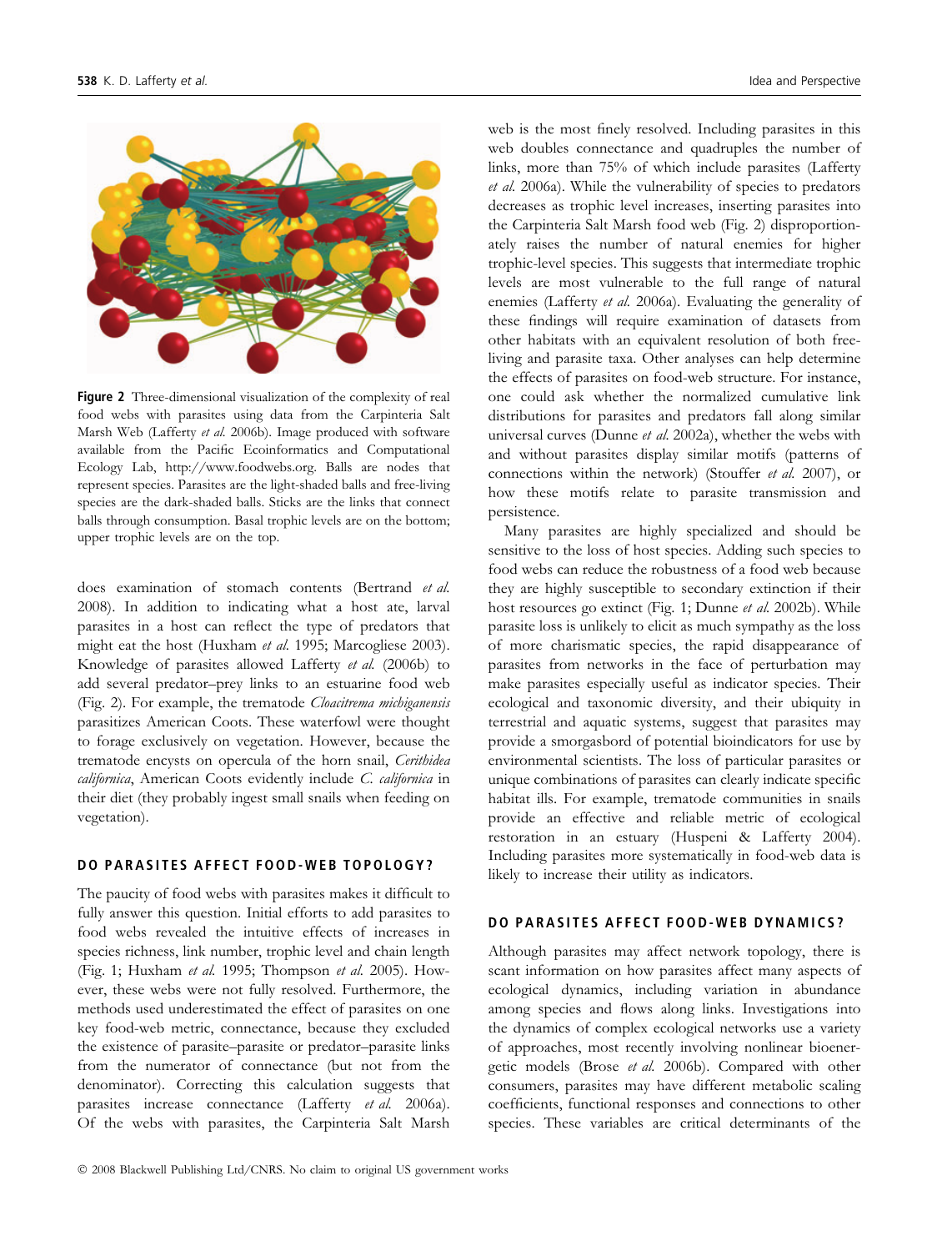**Figure 2** Three-dimensional visualization of the complexity of real food webs with parasites using data from the Carpinteria Salt Marsh Web (Lafferty *et al.* 2006b). Image produced with software available from the Pacific Ecoinformatics and Computational Ecology Lab, http://www.foodwebs.org. Balls are nodes that represent species. Parasites are the light-shaded balls and free-living species are the dark-shaded balls. Sticks are the links that connect balls through consumption. Basal trophic levels are on the bottom; upper trophic levels are on the top.

does examination of stomach contents (Bertrand *et al.* 2008). In addition to indicating what a host ate, larval parasites in a host can reflect the type of predators that might eat the host (Huxham *et al.* 1995; Marcogliese 2003). Knowledge of parasites allowed Lafferty *et al.* (2006b) to add several predator–prey links to an estuarine food web (Fig. 2). For example, the trematode *Cloacitrema michiganensis* parasitizes American Coots. These waterfowl were thought to forage exclusively on vegetation. However, because the trematode encysts on opercula of the horn snail, *Cerithidea californica*, American Coots evidently include *C. californica* in their diet (they probably ingest small snails when feeding on vegetation).

## DO PARASITES AFFECT FOOD-WEB TOPOLOGY?

The paucity of food webs with parasites makes it difficult to fully answer this question. Initial efforts to add parasites to food webs revealed the intuitive effects of increases in species richness, link number, trophic level and chain length (Fig. 1; Huxham *et al.* 1995; Thompson *et al.* 2005). However, these webs were not fully resolved. Furthermore, the methods used underestimated the effect of parasites on one key food-web metric, connectance, because they excluded the existence of parasite–parasite or predator–parasite links from the numerator of connectance (but not from the denominator). Correcting this calculation suggests that parasites increase connectance (Lafferty *et al.* 2006a). Of the webs with parasites, the Carpinteria Salt Marsh web is the most finely resolved. Including parasites in this web doubles connectance and quadruples the number of links, more than 75% of which include parasites (Lafferty *et al.* 2006a). While the vulnerability of species to predators decreases as trophic level increases, inserting parasites into the Carpinteria Salt Marsh food web (Fig. 2) disproportionately raises the number of natural enemies for higher trophic-level species. This suggests that intermediate trophic levels are most vulnerable to the full range of natural enemies (Lafferty *et al.* 2006a). Evaluating the generality of these findings will require examination of datasets from other habitats with an equivalent resolution of both free-living and parasite taxa. Other analyses can help determine the effects of parasites on food-web structure. For instance, one could ask whether the normalized cumulative link distributions for parasites and predators fall along similar universal curves (Dunne *et al.* 2002a), whether the webs with and without parasites display similar motifs (patterns of connections within the network) (Stouffer *et al.* 2007), or how these motifs relate to parasite transmission and persistence.

Many parasites are highly specialized and should be sensitive to the loss of host species. Adding such species to food webs can reduce the robustness of a food web because they are highly susceptible to secondary extinction if their host resources go extinct (Fig. 1; Dunne *et al.* 2002b). While parasite loss is unlikely to elicit as much sympathy as the loss of more charismatic species, the rapid disappearance of parasites from networks in the face of perturbation may make parasites especially useful as indicator species. Their ecological and taxonomic diversity, and their ubiquity in terrestrial and aquatic systems, suggest that parasites may provide a smorgasbord of potential bioindicators for use by environmental scientists. The loss of particular parasites or unique combinations of parasites can clearly indicate specific habitat ills. For example, trematode communities in snails provide an effective and reliable metric of ecological restoration in an estuary (Huspeni & Lafferty 2004). Including parasites more systematically in food-web data is likely to increase their utility as indicators.

## DO PARASITES AFFECT FOOD-WEB DYNAMICS?

Although parasites may affect network topology, there is scant information on how parasites affect many aspects of ecological dynamics, including variation in abundance among species and flows along links. Investigations into the dynamics of complex ecological networks use a variety of approaches, most recently involving nonlinear bioenergetic models (Brose *et al.* 2006b). Compared with other consumers, parasites may have different metabolic scaling coefficients, functional responses and connections to other species. These variables are critical determinants of the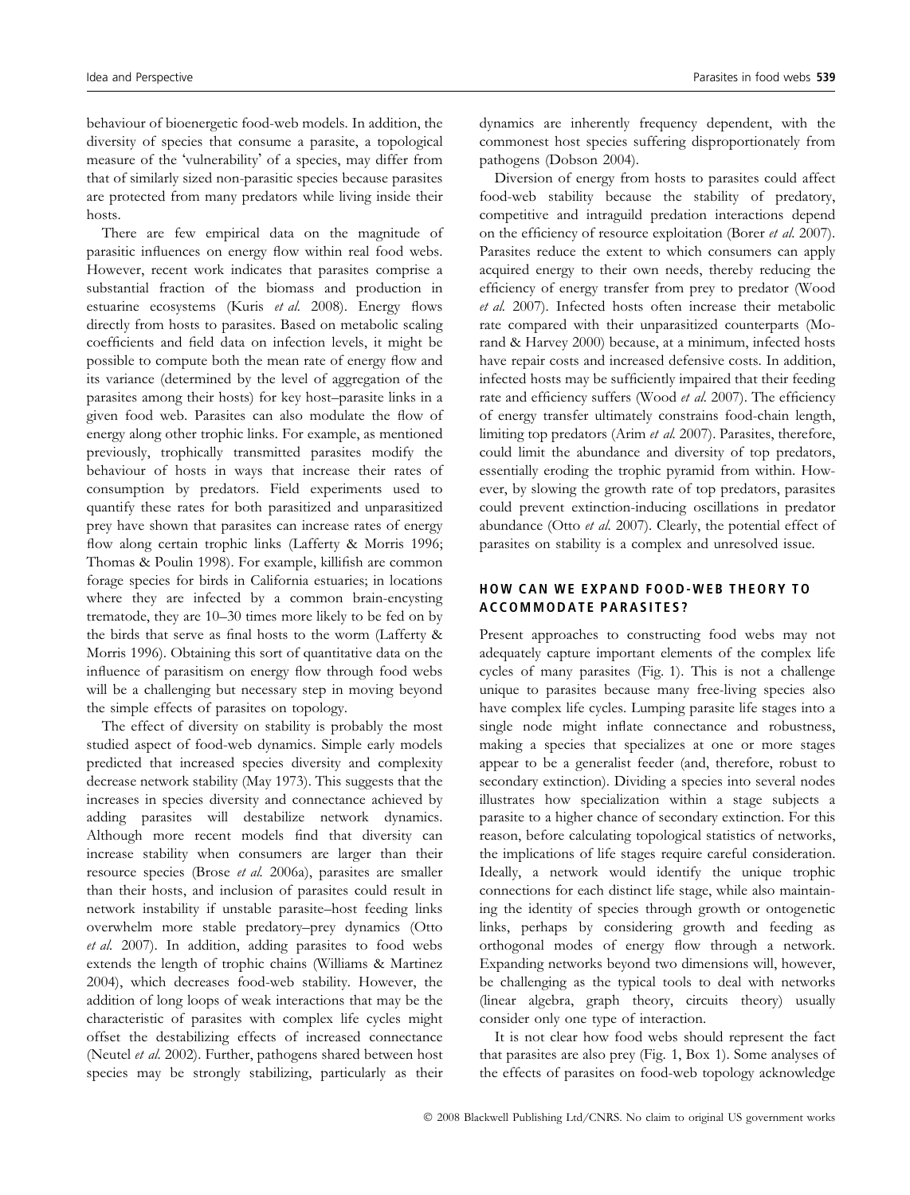behaviour of bioenergetic food-web models. In addition, the diversity of species that consume a parasite, a topological measure of the 'vulnerability' of a species, may differ from that of similarly sized non-parasitic species because parasites are protected from many predators while living inside their hosts.

There are few empirical data on the magnitude of parasitic influences on energy flow within real food webs. However, recent work indicates that parasites comprise a substantial fraction of the biomass and production in estuarine ecosystems (Kuris *et al.* 2008). Energy flows directly from hosts to parasites. Based on metabolic scaling coefficients and field data on infection levels, it might be possible to compute both the mean rate of energy flow and its variance (determined by the level of aggregation of the parasites among their hosts) for key host–parasite links in a given food web. Parasites can also modulate the flow of energy along other trophic links. For example, as mentioned previously, trophically transmitted parasites modify the behaviour of hosts in ways that increase their rates of consumption by predators. Field experiments used to quantify these rates for both parasitized and unparasitized prey have shown that parasites can increase rates of energy flow along certain trophic links (Lafferty & Morris 1996; Thomas & Poulin 1998). For example, killifish are common forage species for birds in California estuaries; in locations where they are infected by a common brain-encysting trematode, they are 10–30 times more likely to be fed on by the birds that serve as final hosts to the worm (Lafferty & Morris 1996). Obtaining this sort of quantitative data on the influence of parasitism on energy flow through food webs will be a challenging but necessary step in moving beyond the simple effects of parasites on topology.

The effect of diversity on stability is probably the most studied aspect of food-web dynamics. Simple early models predicted that increased species diversity and complexity decrease network stability (May 1973). This suggests that the increases in species diversity and connectance achieved by adding parasites will destabilize network dynamics. Although more recent models find that diversity can increase stability when consumers are larger than their resource species (Brose *et al.* 2006a), parasites are smaller than their hosts, and inclusion of parasites could result in network instability if unstable parasite–host feeding links overwhelm more stable predatory–prey dynamics (Otto *et al.* 2007). In addition, adding parasites to food webs extends the length of trophic chains (Williams & Martinez 2004), which decreases food-web stability. However, the addition of long loops of weak interactions that may be the characteristic of parasites with complex life cycles might offset the destabilizing effects of increased connectance (Neutel *et al.* 2002). Further, pathogens shared between host species may be strongly stabilizing, particularly as their dynamics are inherently frequency dependent, with the commonest host species suffering disproportionately from pathogens (Dobson 2004).

Diversion of energy from hosts to parasites could affect food-web stability because the stability of predatory, competitive and intraguild predation interactions depend on the efficiency of resource exploitation (Borer *et al.* 2007). Parasites reduce the extent to which consumers can apply acquired energy to their own needs, thereby reducing the efficiency of energy transfer from prey to predator (Wood *et al.* 2007). Infected hosts often increase their metabolic rate compared with their unparasitized counterparts (Morand & Harvey 2000) because, at a minimum, infected hosts have repair costs and increased defensive costs. In addition, infected hosts may be sufficiently impaired that their feeding rate and efficiency suffers (Wood *et al.* 2007). The efficiency of energy transfer ultimately constrains food-chain length, limiting top predators (Arim *et al.* 2007). Parasites, therefore, could limit the abundance and diversity of top predators, essentially eroding the trophic pyramid from within. However, by slowing the growth rate of top predators, parasites could prevent extinction-inducing oscillations in predator abundance (Otto *et al.* 2007). Clearly, the potential effect of parasites on stability is a complex and unresolved issue.

## HOW CAN WE EXPAND FOOD-WEB THEORY TO ACCOMMODATE PARASITES?

Present approaches to constructing food webs may not adequately capture important elements of the complex life cycles of many parasites (Fig. 1). This is not a challenge unique to parasites because many free-living species also have complex life cycles. Lumping parasite life stages into a single node might inflate connectance and robustness, making a species that specializes at one or more stages appear to be a generalist feeder (and, therefore, robust to secondary extinction). Dividing a species into several nodes illustrates how specialization within a stage subjects a parasite to a higher chance of secondary extinction. For this reason, before calculating topological statistics of networks, the implications of life stages require careful consideration. Ideally, a network would identify the unique trophic connections for each distinct life stage, while also maintaining the identity of species through growth or ontogenetic links, perhaps by considering growth and feeding as orthogonal modes of energy flow through a network. Expanding networks beyond two dimensions will, however, be challenging as the typical tools to deal with networks (linear algebra, graph theory, circuits theory) usually consider only one type of interaction.

It is not clear how food webs should represent the fact that parasites are also prey (Fig. 1, Box 1). Some analyses of the effects of parasites on food-web topology acknowledge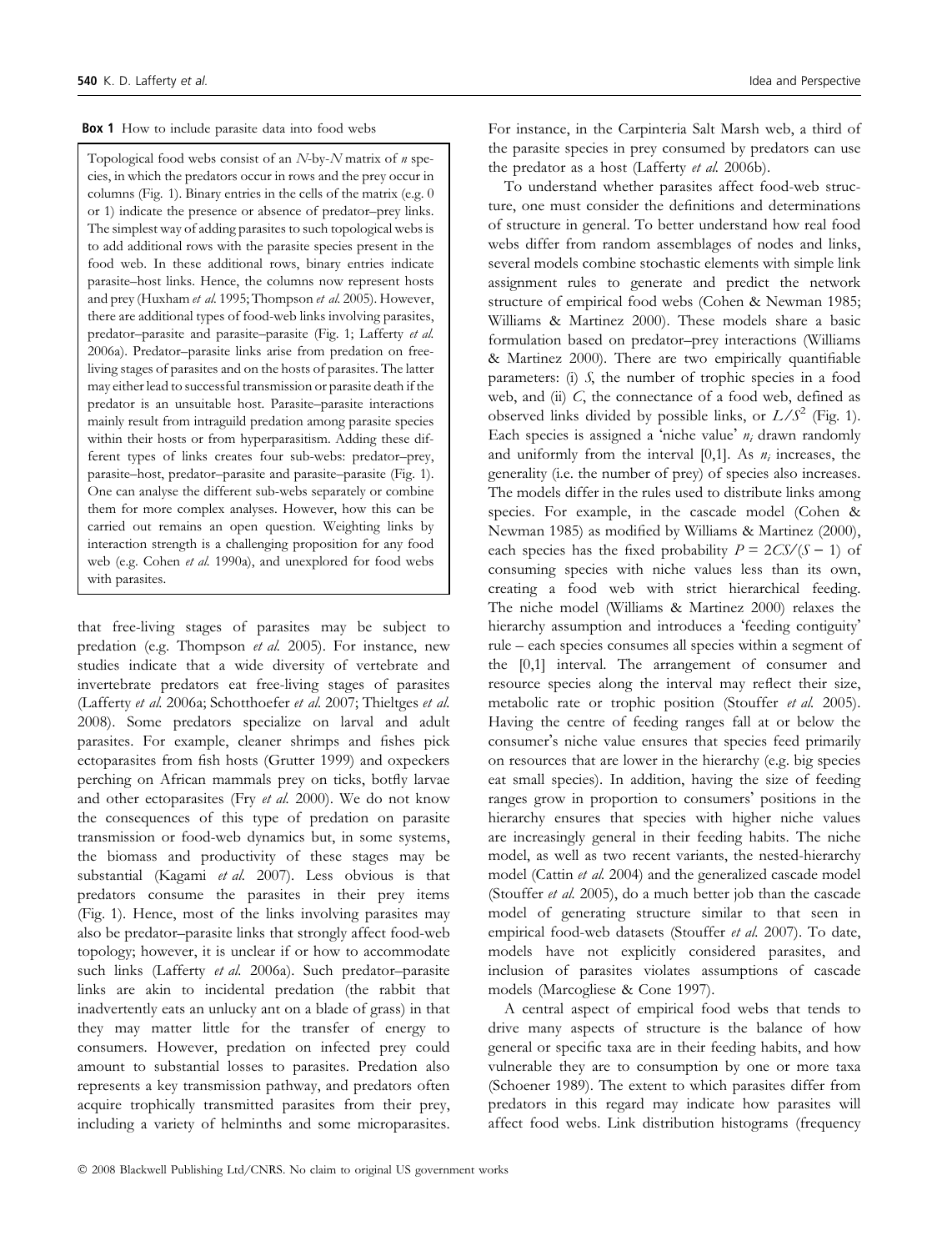**Box 1** How to include parasite data into food webs

Topological food webs consist of an $N$-by-$N$ matrix of $n$ species, in which the predators occur in rows and the prey occur in columns (Fig. 1). Binary entries in the cells of the matrix (e.g. 0 or 1) indicate the presence or absence of predator–prey links. The simplest way of adding parasites to such topological webs is to add additional rows with the parasite species present in the food web. In these additional rows, binary entries indicate parasite–host links. Hence, the columns now represent hosts and prey (Huxham *et al.* 1995; Thompson *et al.* 2005). However, there are additional types of food-web links involving parasites, predator–parasite and parasite–parasite (Fig. 1; Lafferty *et al.* 2006a). Predator–parasite links arise from predation on free-living stages of parasites and on the hosts of parasites. The latter may either lead to successful transmission or parasite death if the predator is an unsuitable host. Parasite–parasite interactions mainly result from intraguild predation among parasite species within their hosts or from hyperparasitism. Adding these different types of links creates four sub-webs: predator–prey, parasite–host, predator–parasite and parasite–parasite (Fig. 1). One can analyse the different sub-webs separately or combine them for more complex analyses. However, how this can be carried out remains an open question. Weighting links by interaction strength is a challenging proposition for any food web (e.g. Cohen *et al.* 1990a), and unexplored for food webs with parasites.

that free-living stages of parasites may be subject to predation (e.g. Thompson *et al.* 2005). For instance, new studies indicate that a wide diversity of vertebrate and invertebrate predators eat free-living stages of parasites (Lafferty *et al.* 2006a; Schotthoefer *et al.* 2007; Thieltges *et al.* 2008). Some predators specialize on larval and adult parasites. For example, cleaner shrimps and fishes pick ectoparasites from fish hosts (Grutter 1999) and oxpeckers perching on African mammals prey on ticks, botfly larvae and other ectoparasites (Fry *et al.* 2000). We do not know the consequences of this type of predation on parasite transmission or food-web dynamics but, in some systems, the biomass and productivity of these stages may be substantial (Kagami *et al.* 2007). Less obvious is that predators consume the parasites in their prey items (Fig. 1). Hence, most of the links involving parasites may also be predator–parasite links that strongly affect food-web topology; however, it is unclear if or how to accommodate such links (Lafferty *et al.* 2006a). Such predator–parasite links are akin to incidental predation (the rabbit that inadvertently eats an unlucky ant on a blade of grass) in that they may matter little for the transfer of energy to consumers. However, predation on infected prey could amount to substantial losses to parasites. Predation also represents a key transmission pathway, and predators often acquire trophically transmitted parasites from their prey, including a variety of helminths and some microparasites. For instance, in the Carpinteria Salt Marsh web, a third of the parasite species in prey consumed by predators can use the predator as a host (Lafferty *et al.* 2006b).

To understand whether parasites affect food-web structure, one must consider the definitions and determinations of structure in general. To better understand how real food webs differ from random assemblages of nodes and links, several models combine stochastic elements with simple link assignment rules to generate and predict the network structure of empirical food webs (Cohen & Newman 1985; Williams & Martinez 2000). These models share a basic formulation based on predator–prey interactions (Williams & Martinez 2000). There are two empirically quantifiable parameters: (i) $S$, the number of trophic species in a food web, and (ii) $C$, the connectance of a food web, defined as observed links divided by possible links, or $L/S^2$ (Fig. 1). Each species is assigned a 'niche value' $n_i$ drawn randomly and uniformly from the interval [0,1]. As $n_i$ increases, the generality (i.e. the number of prey) of species also increases. The models differ in the rules used to distribute links among species. For example, in the cascade model (Cohen & Newman 1985) as modified by Williams & Martinez (2000), each species has the fixed probability $P = 2CS/(S - 1)$ of consuming species with niche values less than its own, creating a food web with strict hierarchical feeding. The niche model (Williams & Martinez 2000) relaxes the hierarchy assumption and introduces a 'feeding contiguity' rule – each species consumes all species within a segment of the [0,1] interval. The arrangement of consumer and resource species along the interval may reflect their size, metabolic rate or trophic position (Stouffer *et al.* 2005). Having the centre of feeding ranges fall at or below the consumer's niche value ensures that species feed primarily on resources that are lower in the hierarchy (e.g. big species eat small species). In addition, having the size of feeding ranges grow in proportion to consumers' positions in the hierarchy ensures that species with higher niche values are increasingly general in their feeding habits. The niche model, as well as two recent variants, the nested-hierarchy model (Cattin *et al.* 2004) and the generalized cascade model (Stouffer *et al.* 2005), do a much better job than the cascade model of generating structure similar to that seen in empirical food-web datasets (Stouffer *et al.* 2007). To date, models have not explicitly considered parasites, and inclusion of parasites violates assumptions of cascade models (Marcogliese & Cone 1997).

A central aspect of empirical food webs that tends to drive many aspects of structure is the balance of how general or specific taxa are in their feeding habits, and how vulnerable they are to consumption by one or more taxa (Schoener 1989). The extent to which parasites differ from predators in this regard may indicate how parasites will affect food webs. Link distribution histograms (frequency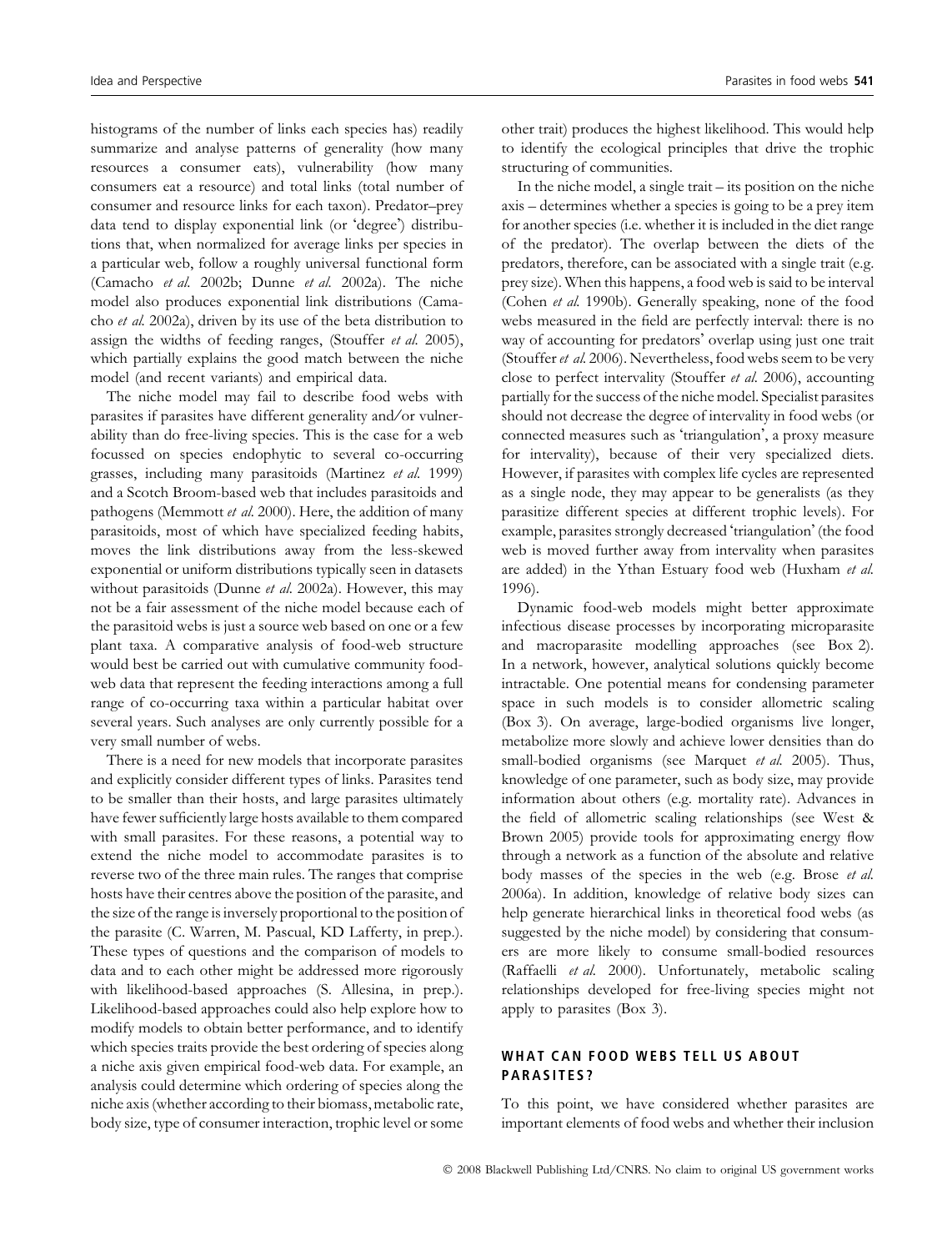histograms of the number of links each species has) readily summarize and analyse patterns of generality (how many resources a consumer eats), vulnerability (how many consumers eat a resource) and total links (total number of consumer and resource links for each taxon). Predator–prey data tend to display exponential link (or 'degree') distributions that, when normalized for average links per species in a particular web, follow a roughly universal functional form (Camacho *et al.* 2002b; Dunne *et al.* 2002a). The niche model also produces exponential link distributions (Camacho *et al.* 2002a), driven by its use of the beta distribution to assign the widths of feeding ranges, (Stouffer *et al.* 2005), which partially explains the good match between the niche model (and recent variants) and empirical data.

The niche model may fail to describe food webs with parasites if parasites have different generality and/or vulnerability than do free-living species. This is the case for a web focussed on species endophytic to several co-occurring grasses, including many parasitoids (Martinez *et al.* 1999) and a Scotch Broom-based web that includes parasitoids and pathogens (Memmott *et al.* 2000). Here, the addition of many parasitoids, most of which have specialized feeding habits, moves the link distributions away from the less-skewed exponential or uniform distributions typically seen in datasets without parasitoids (Dunne *et al.* 2002a). However, this may not be a fair assessment of the niche model because each of the parasitoid webs is just a source web based on one or a few plant taxa. A comparative analysis of food-web structure would best be carried out with cumulative community food-web data that represent the feeding interactions among a full range of co-occurring taxa within a particular habitat over several years. Such analyses are only currently possible for a very small number of webs.

There is a need for new models that incorporate parasites and explicitly consider different types of links. Parasites tend to be smaller than their hosts, and large parasites ultimately have fewer sufficiently large hosts available to them compared with small parasites. For these reasons, a potential way to extend the niche model to accommodate parasites is to reverse two of the three main rules. The ranges that comprise hosts have their centres above the position of the parasite, and the size of the range is inversely proportional to the position of the parasite (C. Warren, M. Pascual, KD Lafferty, in prep.). These types of questions and the comparison of models to data and to each other might be addressed more rigorously with likelihood-based approaches (S. Allesina, in prep.). Likelihood-based approaches could also help explore how to modify models to obtain better performance, and to identify which species traits provide the best ordering of species along a niche axis given empirical food-web data. For example, an analysis could determine which ordering of species along the niche axis (whether according to their biomass, metabolic rate, body size, type of consumer interaction, trophic level or some other trait) produces the highest likelihood. This would help to identify the ecological principles that drive the trophic structuring of communities.

In the niche model, a single trait – its position on the niche axis – determines whether a species is going to be a prey item for another species (i.e. whether it is included in the diet range of the predator). The overlap between the diets of the predators, therefore, can be associated with a single trait (e.g. prey size). When this happens, a food web is said to be interval (Cohen *et al.* 1990b). Generally speaking, none of the food webs measured in the field are perfectly interval: there is no way of accounting for predators' overlap using just one trait (Stouffer *et al.* 2006). Nevertheless, food webs seem to be very close to perfect intervality (Stouffer *et al.* 2006), accounting partially for the success of the niche model. Specialist parasites should not decrease the degree of intervality in food webs (or connected measures such as 'triangulation', a proxy measure for intervality), because of their very specialized diets. However, if parasites with complex life cycles are represented as a single node, they may appear to be generalists (as they parasitize different species at different trophic levels). For example, parasites strongly decreased 'triangulation' (the food web is moved further away from intervality when parasites are added) in the Ythan Estuary food web (Huxham *et al.* 1996).

Dynamic food-web models might better approximate infectious disease processes by incorporating microparasite and macroparasite modelling approaches (see Box 2). In a network, however, analytical solutions quickly become intractable. One potential means for condensing parameter space in such models is to consider allometric scaling (Box 3). On average, large-bodied organisms live longer, metabolize more slowly and achieve lower densities than do small-bodied organisms (see Marquet *et al.* 2005). Thus, knowledge of one parameter, such as body size, may provide information about others (e.g. mortality rate). Advances in the field of allometric scaling relationships (see West & Brown 2005) provide tools for approximating energy flow through a network as a function of the absolute and relative body masses of the species in the web (e.g. Brose *et al.* 2006a). In addition, knowledge of relative body sizes can help generate hierarchical links in theoretical food webs (as suggested by the niche model) by considering that consumers are more likely to consume small-bodied resources (Raffaelli *et al.* 2000). Unfortunately, metabolic scaling relationships developed for free-living species might not apply to parasites (Box 3).

## WHAT CAN FOOD WEBS TELL US ABOUT PARASITES?

To this point, we have considered whether parasites are important elements of food webs and whether their inclusion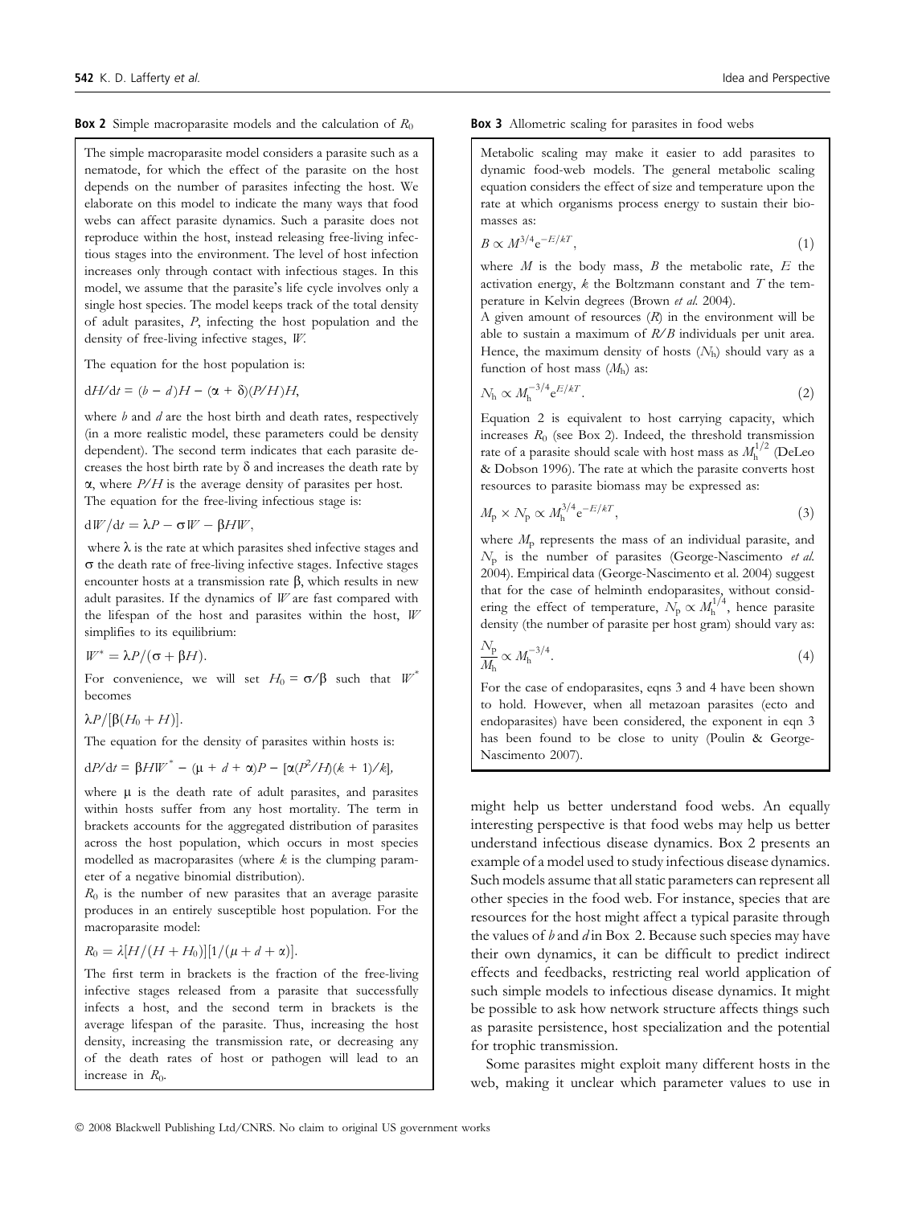**Box 2** Simple macroparasite models and the calculation of $R_0$

The simple macroparasite model considers a parasite such as a nematode, for which the effect of the parasite on the host depends on the number of parasites infecting the host. We elaborate on this model to indicate the many ways that food webs can affect parasite dynamics. Such a parasite does not reproduce within the host, instead releasing free-living infectious stages into the environment. The level of host infection increases only through contact with infectious stages. In this model, we assume that the parasite's life cycle involves only a single host species. The model keeps track of the total density of adult parasites, $P$, infecting the host population and the density of free-living infective stages, $W$.

The equation for the host population is:

$$dH/dt = (b - d)H - (\alpha + \delta)(P/H)H,$$

where $b$ and $d$ are the host birth and death rates, respectively (in a more realistic model, these parameters could be density dependent). The second term indicates that each parasite decreases the host birth rate by $\delta$ and increases the death rate by $\alpha$, where $P/H$ is the average density of parasites per host.

The equation for the free-living infectious stage is:

$$dW/dt = \lambda P - \sigma W - \beta HW,$$

where $\lambda$ is the rate at which parasites shed infective stages and $\sigma$ the death rate of free-living infective stages. Infective stages encounter hosts at a transmission rate $\beta$, which results in new adult parasites. If the dynamics of $W$ are fast compared with the lifespan of the host and parasites within the host, $W$ simplifies to its equilibrium:

$$W^* = \lambda P/(\sigma + \beta H).$$

For convenience, we will set $H_0 = \sigma/\beta$ such that $W^*$ becomes

$$\lambda P/[\beta(H_0 + H)].$$

The equation for the density of parasites within hosts is:

$$dP/dt = \beta HW^* - (\mu + d + \alpha)P - [\alpha(P^2/H)(k + 1)/k],$$

where $\mu$ is the death rate of adult parasites, and parasites within hosts suffer from any host mortality. The term in brackets accounts for the aggregated distribution of parasites across the host population, which occurs in most species modelled as macroparasites (where $k$ is the clumping parameter of a negative binomial distribution).

$R_0$ is the number of new parasites that an average parasite produces in an entirely susceptible host population. For the macroparasite model:

$$R_0 = \lambda[H/(H + H_0)][1/(\mu + d + \alpha)].$$

The first term in brackets is the fraction of the free-living infective stages released from a parasite that successfully infects a host, and the second term in brackets is the average lifespan of the parasite. Thus, increasing the host density, increasing the transmission rate, or decreasing any of the death rates of host or pathogen will lead to an increase in $R_0$.

**Box 3** Allometric scaling for parasites in food webs

Metabolic scaling may make it easier to add parasites to dynamic food-web models. The general metabolic scaling equation considers the effect of size and temperature upon the rate at which organisms process energy to sustain their biomasses as:

$$B \propto M^{3/4} e^{-E/kT}, \tag{1}$$

where $M$ is the body mass, $B$ the metabolic rate, $E$ the activation energy, $k$ the Boltzmann constant and $T$ the temperature in Kelvin degrees (Brown *et al.* 2004).

A given amount of resources ($R$) in the environment will be able to sustain a maximum of $R/B$ individuals per unit area. Hence, the maximum density of hosts ($N_h$) should vary as a function of host mass ($M_h$) as:

$$N_h \propto M_h^{-3/4} e^{E/kT}. \tag{2}$$

Equation 2 is equivalent to host carrying capacity, which increases $R_0$ (see Box 2). Indeed, the threshold transmission rate of a parasite should scale with host mass as $M_h^{1/2}$ (DeLeo & Dobson 1996). The rate at which the parasite converts host resources to parasite biomass may be expressed as:

$$M_p \times N_p \propto M_h^{3/4} e^{-E/kT}, \tag{3}$$

where $M_p$ represents the mass of an individual parasite, and $N_p$ is the number of parasites (George-Nascimento *et al.* 2004). Empirical data (George-Nascimento et al. 2004) suggest that for the case of helminth endoparasites, without considering the effect of temperature, $N_p \propto M_h^{1/4}$, hence parasite density (the number of parasite per host gram) should vary as:

$$\frac{N_p}{M_h} \propto M_h^{-3/4}. \tag{4}$$

For the case of endoparasites, eqns 3 and 4 have been shown to hold. However, when all metazoan parasites (ecto and endoparasites) have been considered, the exponent in eqn 3 has been found to be close to unity (Poulin & George-Nascimento 2007).

might help us better understand food webs. An equally interesting perspective is that food webs may help us better understand infectious disease dynamics. Box 2 presents an example of a model used to study infectious disease dynamics. Such models assume that all static parameters can represent all other species in the food web. For instance, species that are resources for the host might affect a typical parasite through the values of $b$ and $d$ in Box 2. Because such species may have their own dynamics, it can be difficult to predict indirect effects and feedbacks, restricting real world application of such simple models to infectious disease dynamics. It might be possible to ask how network structure affects things such as parasite persistence, host specialization and the potential for trophic transmission.

Some parasites might exploit many different hosts in the web, making it unclear which parameter values to use in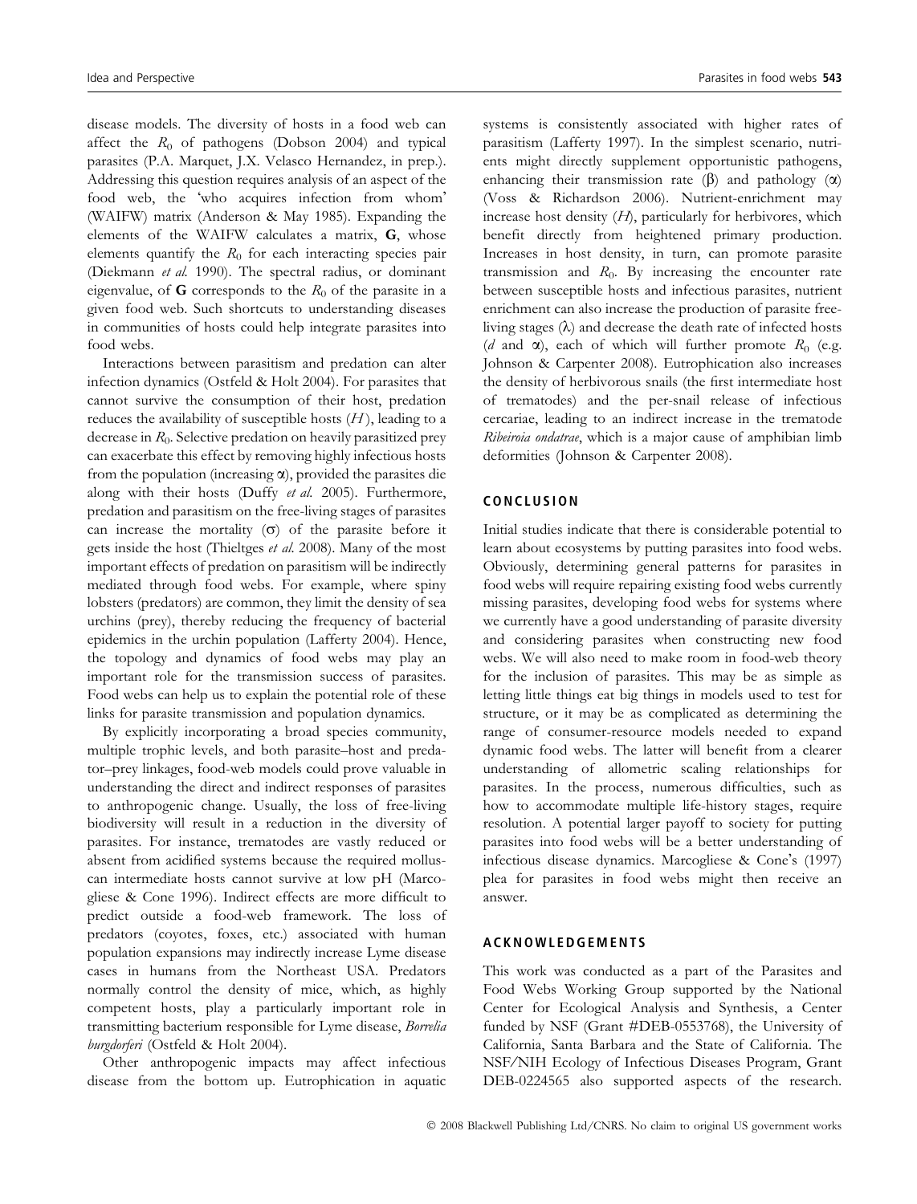disease models. The diversity of hosts in a food web can affect the $R_0$ of pathogens (Dobson 2004) and typical parasites (P.A. Marquet, J.X. Velasco Hernandez, in prep.). Addressing this question requires analysis of an aspect of the food web, the 'who acquires infection from whom' (WAIFW) matrix (Anderson & May 1985). Expanding the elements of the WAIFW calculates a matrix, **G**, whose elements quantify the $R_0$ for each interacting species pair (Diekmann *et al.* 1990). The spectral radius, or dominant eigenvalue, of **G** corresponds to the $R_0$ of the parasite in a given food web. Such shortcuts to understanding diseases in communities of hosts could help integrate parasites into food webs.

Interactions between parasitism and predation can alter infection dynamics (Ostfeld & Holt 2004). For parasites that cannot survive the consumption of their host, predation reduces the availability of susceptible hosts ($H$), leading to a decrease in $R_0$. Selective predation on heavily parasitized prey can exacerbate this effect by removing highly infectious hosts from the population (increasing $\alpha$), provided the parasites die along with their hosts (Duffy *et al.* 2005). Furthermore, predation and parasitism on the free-living stages of parasites can increase the mortality ($\sigma$) of the parasite before it gets inside the host (Thieltges *et al.* 2008). Many of the most important effects of predation on parasitism will be indirectly mediated through food webs. For example, where spiny lobsters (predators) are common, they limit the density of sea urchins (prey), thereby reducing the frequency of bacterial epidemics in the urchin population (Lafferty 2004). Hence, the topology and dynamics of food webs may play an important role for the transmission success of parasites. Food webs can help us to explain the potential role of these links for parasite transmission and population dynamics.

By explicitly incorporating a broad species community, multiple trophic levels, and both parasite–host and predator–prey linkages, food-web models could prove valuable in understanding the direct and indirect responses of parasites to anthropogenic change. Usually, the loss of free-living biodiversity will result in a reduction in the diversity of parasites. For instance, trematodes are vastly reduced or absent from acidified systems because the required molluscan intermediate hosts cannot survive at low pH (Marcogliese & Cone 1996). Indirect effects are more difficult to predict outside a food-web framework. The loss of predators (coyotes, foxes, etc.) associated with human population expansions may indirectly increase Lyme disease cases in humans from the Northeast USA. Predators normally control the density of mice, which, as highly competent hosts, play a particularly important role in transmitting bacterium responsible for Lyme disease, *Borrelia burgdorferi* (Ostfeld & Holt 2004).

Other anthropogenic impacts may affect infectious disease from the bottom up. Eutrophication in aquatic systems is consistently associated with higher rates of parasitism (Lafferty 1997). In the simplest scenario, nutrients might directly supplement opportunistic pathogens, enhancing their transmission rate ($\beta$) and pathology ($\alpha$) (Voss & Richardson 2006). Nutrient-enrichment may increase host density ($H$), particularly for herbivores, which benefit directly from heightened primary production. Increases in host density, in turn, can promote parasite transmission and $R_0$. By increasing the encounter rate between susceptible hosts and infectious parasites, nutrient enrichment can also increase the production of parasite free-living stages ($\lambda$) and decrease the death rate of infected hosts ($d$ and $\alpha$), each of which will further promote $R_0$ (e.g. Johnson & Carpenter 2008). Eutrophication also increases the density of herbivorous snails (the first intermediate host of trematodes) and the per-snail release of infectious cercariae, leading to an indirect increase in the trematode *Ribeiroia ondatrae*, which is a major cause of amphibian limb deformities (Johnson & Carpenter 2008).

## CONCLUSION

Initial studies indicate that there is considerable potential to learn about ecosystems by putting parasites into food webs. Obviously, determining general patterns for parasites in food webs will require repairing existing food webs currently missing parasites, developing food webs for systems where we currently have a good understanding of parasite diversity and considering parasites when constructing new food webs. We will also need to make room in food-web theory for the inclusion of parasites. This may be as simple as letting little things eat big things in models used to test for structure, or it may be as complicated as determining the range of consumer-resource models needed to expand dynamic food webs. The latter will benefit from a clearer understanding of allometric scaling relationships for parasites. In the process, numerous difficulties, such as how to accommodate multiple life-history stages, require resolution. A potential larger payoff to society for putting parasites into food webs will be a better understanding of infectious disease dynamics. Marcogliese & Cone's (1997) plea for parasites in food webs might then receive an answer.

## ACKNOWLEDGEMENTS

This work was conducted as a part of the Parasites and Food Webs Working Group supported by the National Center for Ecological Analysis and Synthesis, a Center funded by NSF (Grant #DEB-0553768), the University of California, Santa Barbara and the State of California. The NSF/NIH Ecology of Infectious Diseases Program, Grant DEB-0224565 also supported aspects of the research.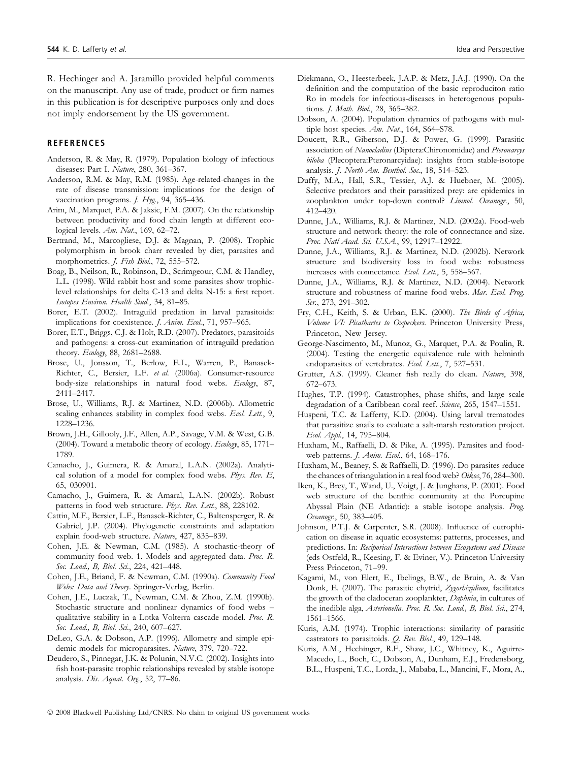R. Hechinger and A. Jaramillo provided helpful comments on the manuscript. Any use of trade, product or firm names in this publication is for descriptive purposes only and does not imply endorsement by the US government.

## REFERENCES

Anderson, R. & May, R. (1979). Population biology of infectious diseases: Part I. *Nature*, 280, 361–367.

Anderson, R.M. & May, R.M. (1985). Age-related-changes in the rate of disease transmission: implications for the design of vaccination programs. *J. Hyg.*, 94, 365–436.

Arim, M., Marquet, P.A. & Jaksic, F.M. (2007). On the relationship between productivity and food chain length at different ecological levels. *Am. Nat.*, 169, 62–72.

Bertrand, M., Marcogliese, D.J. & Magnan, P. (2008). Trophic polymorphism in brook charr revealed by diet, parasites and morphometrics. *J. Fish Biol.*, 72, 555–572.

Boag, B., Neilson, R., Robinson, D., Scrimgeour, C.M. & Handley, L.L. (1998). Wild rabbit host and some parasites show trophic-level relationships for delta C-13 and delta N-15: a first report. *Isotopes Environ. Health Stud.*, 34, 81–85.

Borer, E.T. (2002). Intraguild predation in larval parasitoids: implications for coexistence. *J. Anim. Ecol.*, 71, 957–965.

Borer, E.T., Briggs, C.J. & Holt, R.D. (2007). Predators, parasitoids and pathogens: a cross-cut examination of intraguild predation theory. *Ecology*, 88, 2681–2688.

Brose, U., Jonsson, T., Berlow, E.L., Warren, P., Banasek-Richter, C., Bersier, L.F. *et al.* (2006a). Consumer-resource body-size relationships in natural food webs. *Ecology*, 87, 2411–2417.

Brose, U., Williams, R.J. & Martinez, N.D. (2006b). Allometric scaling enhances stability in complex food webs. *Ecol. Lett.*, 9, 1228–1236.

Brown, J.H., Gillooly, J.F., Allen, A.P., Savage, V.M. & West, G.B. (2004). Toward a metabolic theory of ecology. *Ecology*, 85, 1771–1789.

Camacho, J., Guimera, R. & Amaral, L.A.N. (2002a). Analytical solution of a model for complex food webs. *Phys. Rev. E*, 65, 030901.

Camacho, J., Guimera, R. & Amaral, L.A.N. (2002b). Robust patterns in food web structure. *Phys. Rev. Lett.*, 88, 228102.

Cattin, M.F., Bersier, L.F., Banasek-Richter, C., Baltensperger, R. & Gabriel, J.P. (2004). Phylogenetic constraints and adaptation explain food-web structure. *Nature*, 427, 835–839.

Cohen, J.E. & Newman, C.M. (1985). A stochastic-theory of community food web. 1. Models and aggregated data. *Proc. R. Soc. Lond., B, Biol. Sci.*, 224, 421–448.

Cohen, J.E., Briand, F. & Newman, C.M. (1990a). *Community Food Webs: Data and Theory*. Springer-Verlag, Berlin.

Cohen, J.E., Luczak, T., Newman, C.M. & Zhou, Z.M. (1990b). Stochastic structure and nonlinear dynamics of food webs – qualitative stability in a Lotka Volterra cascade model. *Proc. R. Soc. Lond., B, Biol. Sci.*, 240, 607–627.

DeLeo, G.A. & Dobson, A.P. (1996). Allometry and simple epidemic models for microparasites. *Nature*, 379, 720–722.

Deudero, S., Pinnegar, J.K. & Polunin, N.V.C. (2002). Insights into fish host-parasite trophic relationships revealed by stable isotope analysis. *Dis. Aquat. Org.*, 52, 77–86.

Diekmann, O., Heesterbeek, J.A.P. & Metz, J.A.J. (1990). On the definition and the computation of the basic reproduciton ratio Ro in models for infectious-diseases in heterogenous populations. *J. Math. Biol.*, 28, 365–382.

Dobson, A. (2004). Population dynamics of pathogens with multiple host species. *Am. Nat.*, 164, S64–S78.

Doucett, R.R., Giberson, D.J. & Power, G. (1999). Parasitic association of *Nanocladius* (Diptera:Chironomidae) and *Pteronarcys biloba* (Plecoptera:Pteronarcyidae): insights from stable-isotope analysis. *J. North Am. Benthol. Soc.*, 18, 514–523.

Duffy, M.A., Hall, S.R., Tessier, A.J. & Huebner, M. (2005). Selective predators and their parasitized prey: are epidemics in zooplankton under top-down control? *Limnol. Oceanogr.*, 50, 412–420.

Dunne, J.A., Williams, R.J. & Martinez, N.D. (2002a). Food-web structure and network theory: the role of connectance and size. *Proc. Natl Acad. Sci. U.S.A.*, 99, 12917–12922.

Dunne, J.A., Williams, R.J. & Martinez, N.D. (2002b). Network structure and biodiversity loss in food webs: robustness increases with connectance. *Ecol. Lett.*, 5, 558–567.

Dunne, J.A., Williams, R.J. & Martinez, N.D. (2004). Network structure and robustness of marine food webs. *Mar. Ecol. Prog. Ser.*, 273, 291–302.

Fry, C.H., Keith, S. & Urban, E.K. (2000). *The Birds of Africa, Volume VI: Picathartes to Oxpeckers*. Princeton University Press, Princeton, New Jersey.

George-Nascimento, M., Munoz, G., Marquet, P.A. & Poulin, R. (2004). Testing the energetic equivalence rule with helminth endoparasites of vertebrates. *Ecol. Lett.*, 7, 527–531.

Grutter, A.S. (1999). Cleaner fish really do clean. *Nature*, 398, 672–673.

Hughes, T.P. (1994). Catastrophes, phase shifts, and large scale degradation of a Caribbean coral reef. *Science*, 265, 1547–1551.

Huspeni, T.C. & Lafferty, K.D. (2004). Using larval trematodes that parasitize snails to evaluate a salt-marsh restoration project. *Ecol. Appl.*, 14, 795–804.

Huxham, M., Raffaelli, D. & Pike, A. (1995). Parasites and food-web patterns. *J. Anim. Ecol.*, 64, 168–176.

Huxham, M., Beaney, S. & Raffaelli, D. (1996). Do parasites reduce the chances of triangulation in a real food web? *Oikos*, 76, 284–300.

Iken, K., Brey, T., Wand, U., Voigt, J. & Junghans, P. (2001). Food web structure of the benthic community at the Porcupine Abyssal Plain (NE Atlantic): a stable isotope analysis. *Prog. Oceanogr.*, 50, 383–405.

Johnson, P.T.J. & Carpenter, S.R. (2008). Influence of eutrophication on disease in aquatic ecosystems: patterns, processes, and predictions. In: *Reciporical Interactions between Ecosystems and Disease* (eds Ostfeld, R., Keesing, F. & Eviner, V.). Princeton University Press Princeton, 71–99.

Kagami, M., von Elert, E., Ibelings, B.W., de Bruin, A. & Van Donk, E. (2007). The parasitic chytrid, *Zygorhizidium*, facilitates the growth of the cladoceran zooplankter, *Daphnia*, in cultures of the inedible alga, *Asterionella*. *Proc. R. Soc. Lond., B, Biol. Sci.*, 274, 1561–1566.

Kuris, A.M. (1974). Trophic interactions: similarity of parasitic castrators to parasitoids. *Q. Rev. Biol.*, 49, 129–148.

Kuris, A.M., Hechinger, R.F., Shaw, J.C., Whitney, K., Aguirre-Macedo, L., Boch, C., Dobson, A., Dunham, E.J., Fredensborg, B.L., Huspeni, T.C., Lorda, J., Mababa, L., Mancini, F., Mora, A.,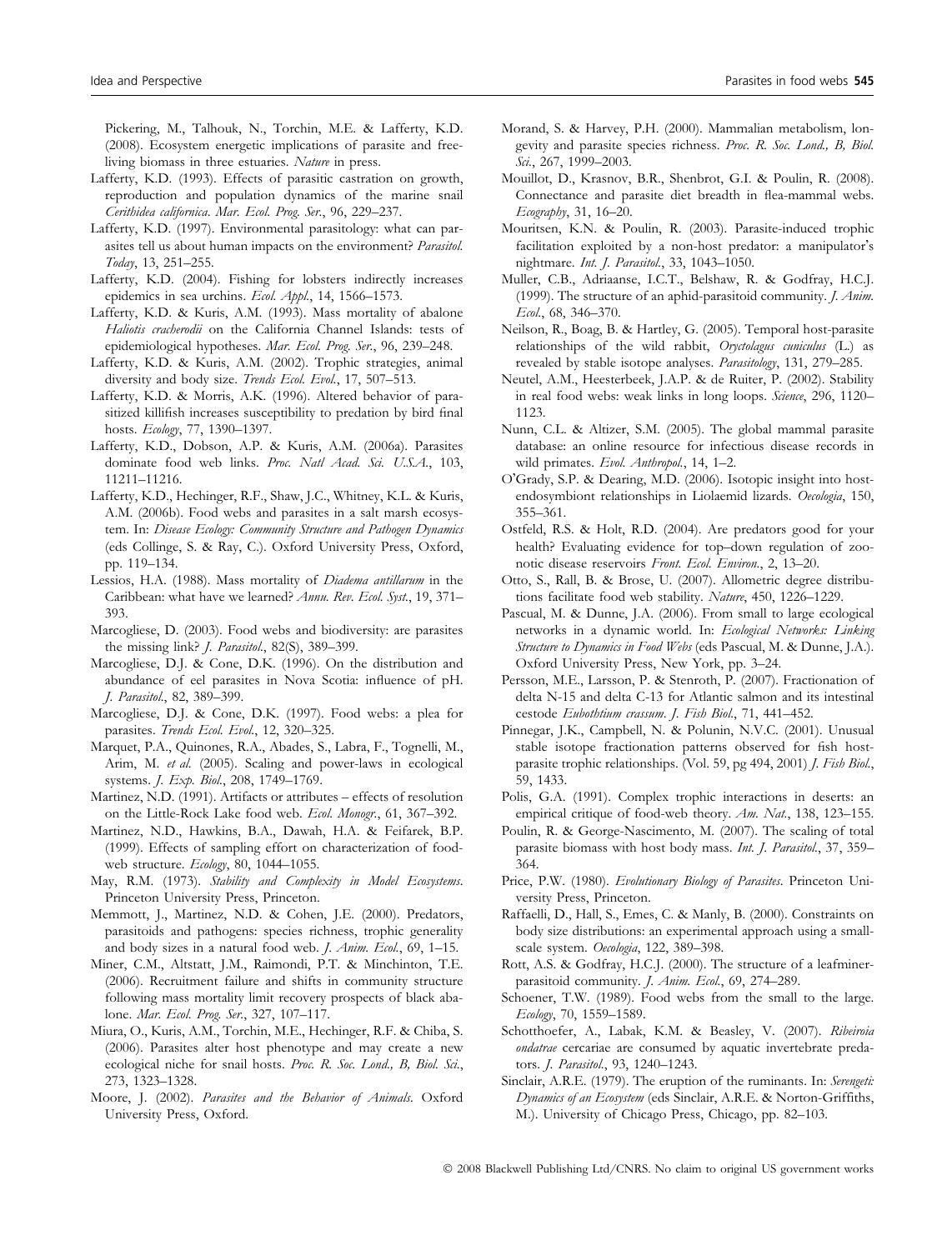Pickering, M., Talhouk, N., Torchin, M.E. & Lafferty, K.D. (2008). Ecosystem energetic implications of parasite and free-living biomass in three estuaries. *Nature* in press.

Lafferty, K.D. (1993). Effects of parasitic castration on growth, reproduction and population dynamics of the marine snail *Cerithidea californica*. *Mar. Ecol. Prog. Ser.*, 96, 229–237.

Lafferty, K.D. (1997). Environmental parasitology: what can parasites tell us about human impacts on the environment? *Parasitol. Today*, 13, 251–255.

Lafferty, K.D. (2004). Fishing for lobsters indirectly increases epidemics in sea urchins. *Ecol. Appl.*, 14, 1566–1573.

Lafferty, K.D. & Kuris, A.M. (1993). Mass mortality of abalone *Haliotis cracherodii* on the California Channel Islands: tests of epidemiological hypotheses. *Mar. Ecol. Prog. Ser.*, 96, 239–248.

Lafferty, K.D. & Kuris, A.M. (2002). Trophic strategies, animal diversity and body size. *Trends Ecol. Evol.*, 17, 507–513.

Lafferty, K.D. & Morris, A.K. (1996). Altered behavior of parasitized killifish increases susceptibility to predation by bird final hosts. *Ecology*, 77, 1390–1397.

Lafferty, K.D., Dobson, A.P. & Kuris, A.M. (2006a). Parasites dominate food web links. *Proc. Natl Acad. Sci. U.S.A.*, 103, 11211–11216.

Lafferty, K.D., Hechinger, R.F., Shaw, J.C., Whitney, K.L. & Kuris, A.M. (2006b). Food webs and parasites in a salt marsh ecosystem. In: *Disease Ecology: Community Structure and Pathogen Dynamics* (eds Collinge, S. & Ray, C.). Oxford University Press, Oxford, pp. 119–134.

Lessios, H.A. (1988). Mass mortality of *Diadema antillarum* in the Caribbean: what have we learned? *Annu. Rev. Ecol. Syst.*, 19, 371–393.

Marcogliese, D. (2003). Food webs and biodiversity: are parasites the missing link? *J. Parasitol.*, 82(S), 389–399.

Marcogliese, D.J. & Cone, D.K. (1996). On the distribution and abundance of eel parasites in Nova Scotia: influence of pH. *J. Parasitol.*, 82, 389–399.

Marcogliese, D.J. & Cone, D.K. (1997). Food webs: a plea for parasites. *Trends Ecol. Evol.*, 12, 320–325.

Marquet, P.A., Quinones, R.A., Abades, S., Labra, F., Tognelli, M., Arim, M. *et al.* (2005). Scaling and power-laws in ecological systems. *J. Exp. Biol.*, 208, 1749–1769.

Martinez, N.D. (1991). Artifacts or attributes – effects of resolution on the Little-Rock Lake food web. *Ecol. Monogr.*, 61, 367–392.

Martinez, N.D., Hawkins, B.A., Dawah, H.A. & Feifarek, B.P. (1999). Effects of sampling effort on characterization of food-web structure. *Ecology*, 80, 1044–1055.

May, R.M. (1973). *Stability and Complexity in Model Ecosystems*. Princeton University Press, Princeton.

Memmott, J., Martinez, N.D. & Cohen, J.E. (2000). Predators, parasitoids and pathogens: species richness, trophic generality and body sizes in a natural food web. *J. Anim. Ecol.*, 69, 1–15.

Miner, C.M., Altstatt, J.M., Raimondi, P.T. & Minchinton, T.E. (2006). Recruitment failure and shifts in community structure following mass mortality limit recovery prospects of black abalone. *Mar. Ecol. Prog. Ser.*, 327, 107–117.

Miura, O., Kuris, A.M., Torchin, M.E., Hechinger, R.F. & Chiba, S. (2006). Parasites alter host phenotype and may create a new ecological niche for snail hosts. *Proc. R. Soc. Lond., B, Biol. Sci.*, 273, 1323–1328.

Moore, J. (2002). *Parasites and the Behavior of Animals*. Oxford University Press, Oxford.

Morand, S. & Harvey, P.H. (2000). Mammalian metabolism, longevity and parasite species richness. *Proc. R. Soc. Lond., B, Biol. Sci.*, 267, 1999–2003.

Mouillot, D., Krasnov, B.R., Shenbrot, G.I. & Poulin, R. (2008). Connectance and parasite diet breadth in flea-mammal webs. *Ecography*, 31, 16–20.

Mouritsen, K.N. & Poulin, R. (2003). Parasite-induced trophic facilitation exploited by a non-host predator: a manipulator's nightmare. *Int. J. Parasitol.*, 33, 1043–1050.

Muller, C.B., Adriaanse, I.C.T., Belshaw, R. & Godfray, H.C.J. (1999). The structure of an aphid-parasitoid community. *J. Anim. Ecol.*, 68, 346–370.

Neilson, R., Boag, B. & Hartley, G. (2005). Temporal host-parasite relationships of the wild rabbit, *Oryctolagus cuniculus* (L.) as revealed by stable isotope analyses. *Parasitology*, 131, 279–285.

Neutel, A.M., Heesterbeek, J.A.P. & de Ruiter, P. (2002). Stability in real food webs: weak links in long loops. *Science*, 296, 1120–1123.

Nunn, C.L. & Altizer, S.M. (2005). The global mammal parasite database: an online resource for infectious disease records in wild primates. *Evol. Anthropol.*, 14, 1–2.

O'Grady, S.P. & Dearing, M.D. (2006). Isotopic insight into host-endosymbiont relationships in Liolaemid lizards. *Oecologia*, 150, 355–361.

Ostfeld, R.S. & Holt, R.D. (2004). Are predators good for your health? Evaluating evidence for top–down regulation of zoonotic disease reservoirs *Front. Ecol. Environ.*, 2, 13–20.

Otto, S., Rall, B. & Brose, U. (2007). Allometric degree distributions facilitate food web stability. *Nature*, 450, 1226–1229.

Pascual, M. & Dunne, J.A. (2006). From small to large ecological networks in a dynamic world. In: *Ecological Networks: Linking Structure to Dynamics in Food Webs* (eds Pascual, M. & Dunne, J.A.). Oxford University Press, New York, pp. 3–24.

Persson, M.E., Larsson, P. & Stenroth, P. (2007). Fractionation of delta N-15 and delta C-13 for Atlantic salmon and its intestinal cestode *Eubothtium crassum*. *J. Fish Biol.*, 71, 441–452.

Pinnegar, J.K., Campbell, N. & Polunin, N.V.C. (2001). Unusual stable isotope fractionation patterns observed for fish host-parasite trophic relationships. (Vol. 59, pg 494, 2001) *J. Fish Biol.*, 59, 1433.

Polis, G.A. (1991). Complex trophic interactions in deserts: an empirical critique of food-web theory. *Am. Nat.*, 138, 123–155.

Poulin, R. & George-Nascimento, M. (2007). The scaling of total parasite biomass with host body mass. *Int. J. Parasitol.*, 37, 359–364.

Price, P.W. (1980). *Evolutionary Biology of Parasites*. Princeton University Press, Princeton.

Raffaelli, D., Hall, S., Emes, C. & Manly, B. (2000). Constraints on body size distributions: an experimental approach using a small-scale system. *Oecologia*, 122, 389–398.

Rott, A.S. & Godfray, H.C.J. (2000). The structure of a leafminer-parasitoid community. *J. Anim. Ecol.*, 69, 274–289.

Schoener, T.W. (1989). Food webs from the small to the large. *Ecology*, 70, 1559–1589.

Schotthoefer, A., Labak, K.M. & Beasley, V. (2007). *Ribeiroia ondatrae* cercariae are consumed by aquatic invertebrate predators. *J. Parasitol.*, 93, 1240–1243.

Sinclair, A.R.E. (1979). The eruption of the ruminants. In: *Serengeti: Dynamics of an Ecosystem* (eds Sinclair, A.R.E. & Norton-Griffiths, M.). University of Chicago Press, Chicago, pp. 82–103.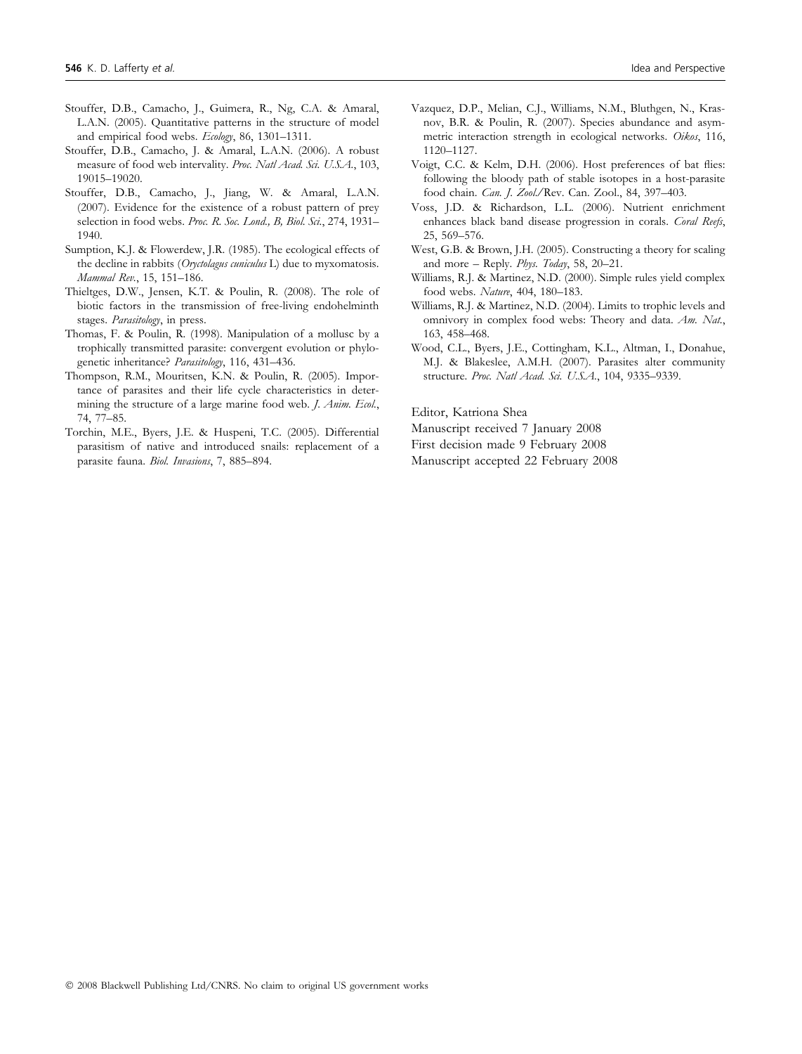Stouffer, D.B., Camacho, J., Guimera, R., Ng, C.A. & Amaral, L.A.N. (2005). Quantitative patterns in the structure of model and empirical food webs. *Ecology*, 86, 1301–1311.

Stouffer, D.B., Camacho, J. & Amaral, L.A.N. (2006). A robust measure of food web intervality. *Proc. Natl Acad. Sci. U.S.A.*, 103, 19015–19020.

Stouffer, D.B., Camacho, J., Jiang, W. & Amaral, L.A.N. (2007). Evidence for the existence of a robust pattern of prey selection in food webs. *Proc. R. Soc. Lond., B, Biol. Sci.*, 274, 1931–1940.

Sumption, K.J. & Flowerdew, J.R. (1985). The ecological effects of the decline in rabbits (*Oryctolagus cuniculus* L) due to myxomatosis. *Mammal Rev.*, 15, 151–186.

Thieltges, D.W., Jensen, K.T. & Poulin, R. (2008). The role of biotic factors in the transmission of free-living endohelminth stages. *Parasitology*, in press.

Thomas, F. & Poulin, R. (1998). Manipulation of a mollusc by a trophically transmitted parasite: convergent evolution or phylogenetic inheritance? *Parasitology*, 116, 431–436.

Thompson, R.M., Mouritsen, K.N. & Poulin, R. (2005). Importance of parasites and their life cycle characteristics in determining the structure of a large marine food web. *J. Anim. Ecol.*, 74, 77–85.

Torchin, M.E., Byers, J.E. & Huspeni, T.C. (2005). Differential parasitism of native and introduced snails: replacement of a parasite fauna. *Biol. Invasions*, 7, 885–894.

Vazquez, D.P., Melian, C.J., Williams, N.M., Bluthgen, N., Krasnov, B.R. & Poulin, R. (2007). Species abundance and asymmetric interaction strength in ecological networks. *Oikos*, 116, 1120–1127.

Voigt, C.C. & Kelm, D.H. (2006). Host preferences of bat flies: following the bloody path of stable isotopes in a host-parasite food chain. *Can. J. Zool./*Rev. Can. Zool., 84, 397–403.

Voss, J.D. & Richardson, L.L. (2006). Nutrient enrichment enhances black band disease progression in corals. *Coral Reefs*, 25, 569–576.

West, G.B. & Brown, J.H. (2005). Constructing a theory for scaling and more – Reply. *Phys. Today*, 58, 20–21.

Williams, R.J. & Martinez, N.D. (2000). Simple rules yield complex food webs. *Nature*, 404, 180–183.

Williams, R.J. & Martinez, N.D. (2004). Limits to trophic levels and omnivory in complex food webs: Theory and data. *Am. Nat.*, 163, 458–468.

Wood, C.L., Byers, J.E., Cottingham, K.L., Altman, I., Donahue, M.J. & Blakeslee, A.M.H. (2007). Parasites alter community structure. *Proc. Natl Acad. Sci. U.S.A.*, 104, 9335–9339.

Editor, Katriona Shea

Manuscript received 7 January 2008

First decision made 9 February 2008

Manuscript accepted 22 February 2008